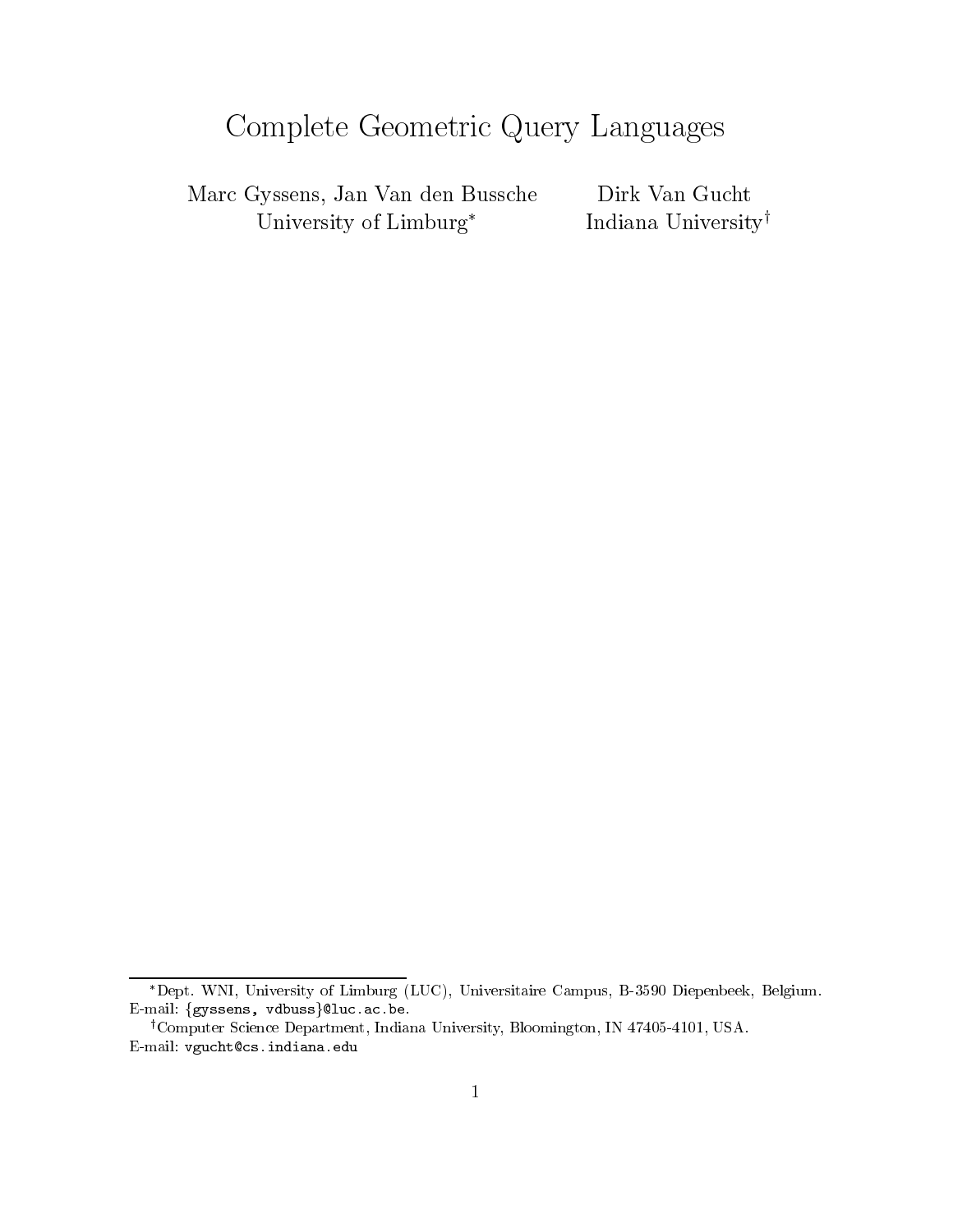# Complete Geometric Query Languages

Marc Gyssens, Jan Van den Bussche
University of Limburg[*]

Dirk Van Gucht
Indiana University[†]

---

[*]Dept. WNI, University of Limburg (LUC), Universitaire Campus, B-3590 Diepenbeek, Belgium. E-mail: {gyssens, vdbuss}@luc.ac.be.

[†]Computer Science Department, Indiana University, Bloomington, IN 47405-4101, USA. E-mail: vgucht@cs.indiana.edu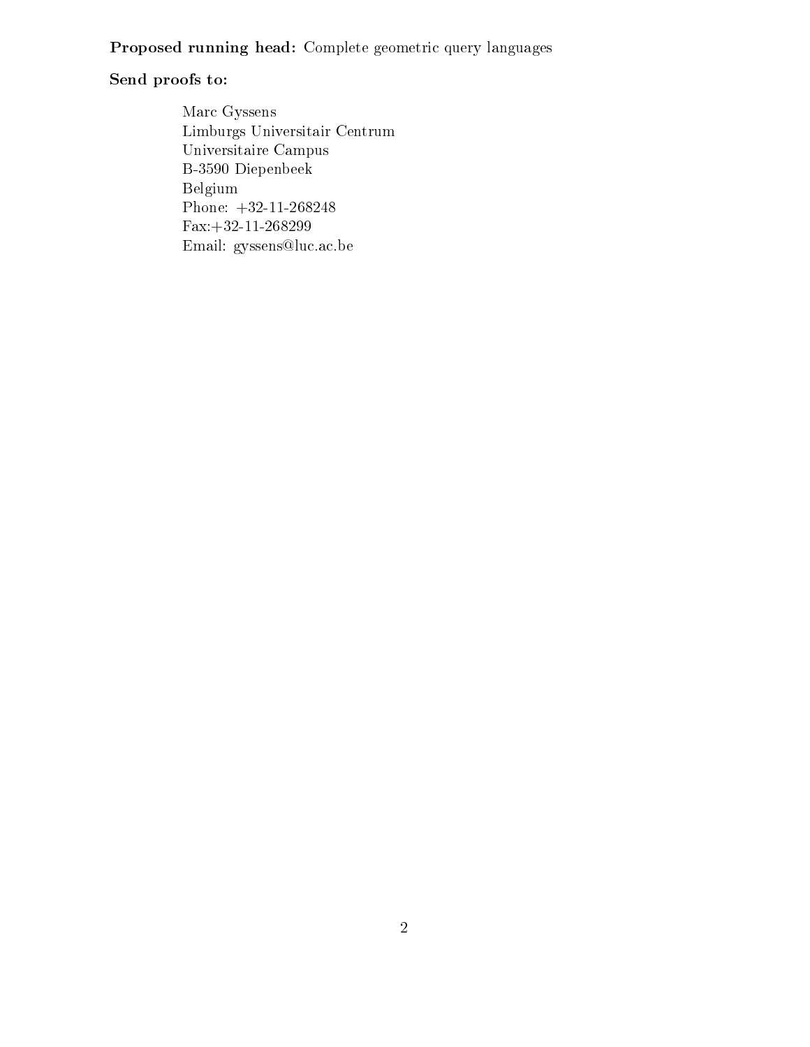**Proposed running head:** Complete geometric query languages

**Send proofs to:**

Marc Gyssens
Limburgs Universitair Centrum
Universitaire Campus
B-3590 Diepenbeek
Belgium
Phone: +32-11-268248
Fax:+32-11-268299
Email: gyssens@luc.ac.be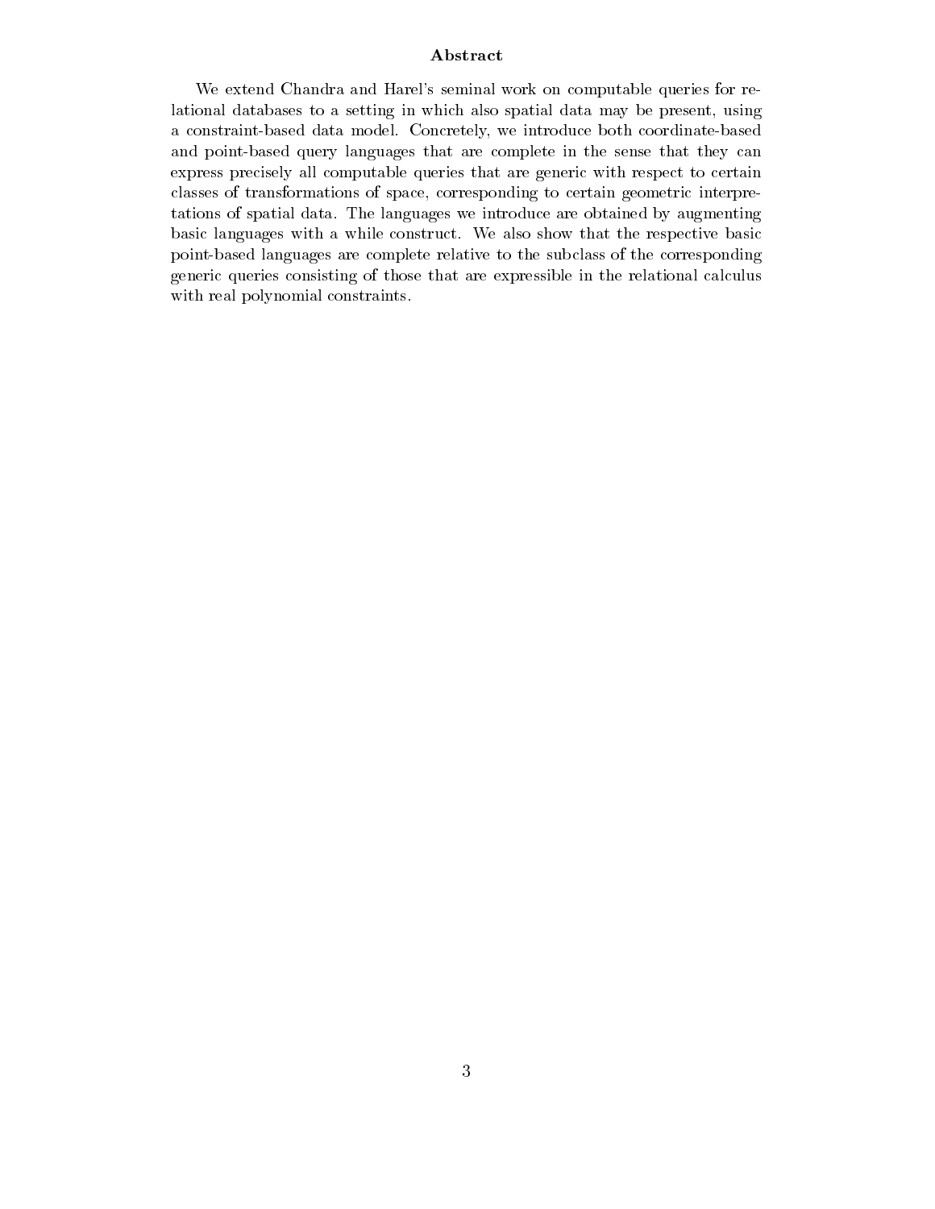## Abstract

We extend Chandra and Harel's seminal work on computable queries for relational databases to a setting in which also spatial data may be present, using a constraint-based data model. Concretely, we introduce both coordinate-based and point-based query languages that are complete in the sense that they can express precisely all computable queries that are generic with respect to certain classes of transformations of space, corresponding to certain geometric interpretations of spatial data. The languages we introduce are obtained by augmenting basic languages with a while construct. We also show that the respective basic point-based languages are complete relative to the subclass of the corresponding generic queries consisting of those that are expressible in the relational calculus with real polynomial constraints.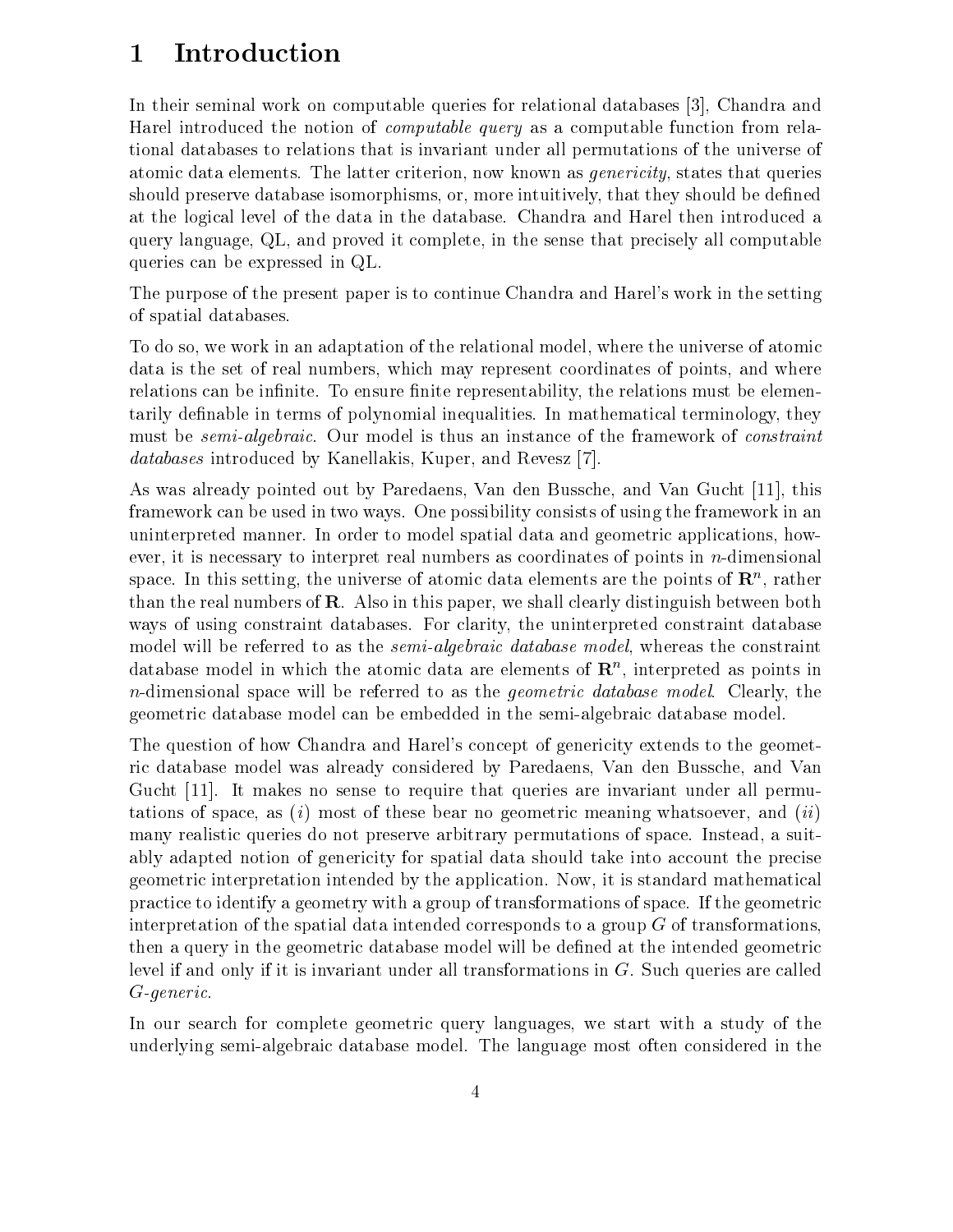# 1 Introduction

In their seminal work on computable queries for relational databases [3], Chandra and Harel introduced the notion of *computable query* as a computable function from relational databases to relations that is invariant under all permutations of the universe of atomic data elements. The latter criterion, now known as *genericity*, states that queries should preserve database isomorphisms, or, more intuitively, that they should be defined at the logical level of the data in the database. Chandra and Harel then introduced a query language, QL, and proved it complete, in the sense that precisely all computable queries can be expressed in QL.

The purpose of the present paper is to continue Chandra and Harel's work in the setting of spatial databases.

To do so, we work in an adaptation of the relational model, where the universe of atomic data is the set of real numbers, which may represent coordinates of points, and where relations can be infinite. To ensure finite representability, the relations must be elementarily definable in terms of polynomial inequalities. In mathematical terminology, they must be *semi-algebraic*. Our model is thus an instance of the framework of *constraint databases* introduced by Kanellakis, Kuper, and Revesz [7].

As was already pointed out by Paredaens, Van den Bussche, and Van Gucht [11], this framework can be used in two ways. One possibility consists of using the framework in an uninterpreted manner. In order to model spatial data and geometric applications, however, it is necessary to interpret real numbers as coordinates of points in $n$-dimensional space. In this setting, the universe of atomic data elements are the points of $\mathbf{R}^n$, rather than the real numbers of $\mathbf{R}$. Also in this paper, we shall clearly distinguish between both ways of using constraint databases. For clarity, the uninterpreted constraint database model will be referred to as the *semi-algebraic database model*, whereas the constraint database model in which the atomic data are elements of $\mathbf{R}^n$, interpreted as points in $n$-dimensional space will be referred to as the *geometric database model*. Clearly, the geometric database model can be embedded in the semi-algebraic database model.

The question of how Chandra and Harel's concept of genericity extends to the geometric database model was already considered by Paredaens, Van den Bussche, and Van Gucht [11]. It makes no sense to require that queries are invariant under all permutations of space, as $(i)$ most of these bear no geometric meaning whatsoever, and $(ii)$ many realistic queries do not preserve arbitrary permutations of space. Instead, a suitably adapted notion of genericity for spatial data should take into account the precise geometric interpretation intended by the application. Now, it is standard mathematical practice to identify a geometry with a group of transformations of space. If the geometric interpretation of the spatial data intended corresponds to a group $G$ of transformations, then a query in the geometric database model will be defined at the intended geometric level if and only if it is invariant under all transformations in $G$. Such queries are called *$G$-generic*.

In our search for complete geometric query languages, we start with a study of the underlying semi-algebraic database model. The language most often considered in the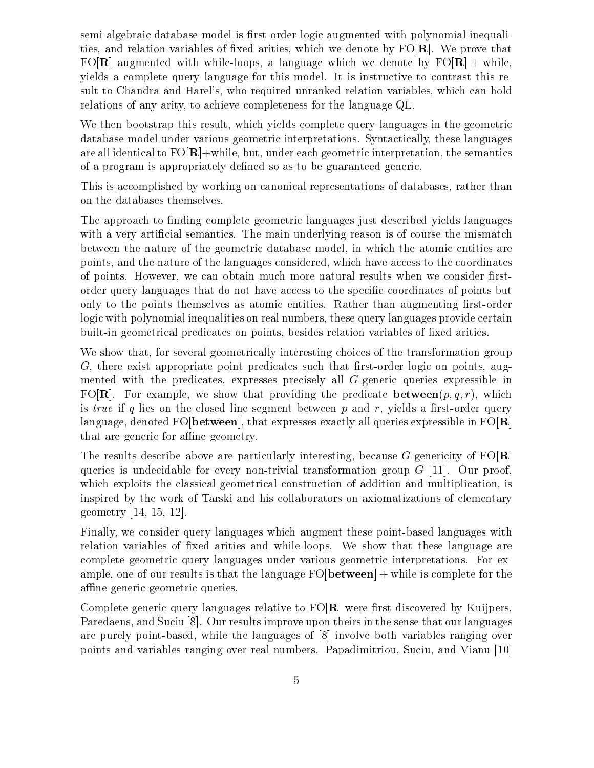semi-algebraic database model is first-order logic augmented with polynomial inequalities, and relation variables of fixed arities, which we denote by FO[**R**]. We prove that FO[**R**] augmented with while-loops, a language which we denote by FO[**R**] + while, yields a complete query language for this model. It is instructive to contrast this result to Chandra and Harel's, who required unranked relation variables, which can hold relations of any arity, to achieve completeness for the language QL.

We then bootstrap this result, which yields complete query languages in the geometric database model under various geometric interpretations. Syntactically, these languages are all identical to FO[**R**]+while, but, under each geometric interpretation, the semantics of a program is appropriately defined so as to be guaranteed generic.

This is accomplished by working on canonical representations of databases, rather than on the databases themselves.

The approach to finding complete geometric languages just described yields languages with a very artificial semantics. The main underlying reason is of course the mismatch between the nature of the geometric database model, in which the atomic entities are points, and the nature of the languages considered, which have access to the coordinates of points. However, we can obtain much more natural results when we consider first-order query languages that do not have access to the specific coordinates of points but only to the points themselves as atomic entities. Rather than augmenting first-order logic with polynomial inequalities on real numbers, these query languages provide certain built-in geometrical predicates on points, besides relation variables of fixed arities.

We show that, for several geometrically interesting choices of the transformation group $G$, there exist appropriate point predicates such that first-order logic on points, augmented with the predicates, expresses precisely all $G$-generic queries expressible in FO[**R**]. For example, we show that providing the predicate **between**$(p, q, r)$, which is *true* if $q$ lies on the closed line segment between $p$ and $r$, yields a first-order query language, denoted FO[**between**], that expresses exactly all queries expressible in FO[**R**] that are generic for affine geometry.

The results describe above are particularly interesting, because $G$-genericity of FO[**R**] queries is undecidable for every non-trivial transformation group $G$ [11]. Our proof, which exploits the classical geometrical construction of addition and multiplication, is inspired by the work of Tarski and his collaborators on axiomatizations of elementary geometry [14, 15, 12].

Finally, we consider query languages which augment these point-based languages with relation variables of fixed arities and while-loops. We show that these language are complete geometric query languages under various geometric interpretations. For example, one of our results is that the language FO[**between**] + while is complete for the affine-generic geometric queries.

Complete generic query languages relative to FO[**R**] were first discovered by Kuijpers, Paredaens, and Suciu [8]. Our results improve upon theirs in the sense that our languages are purely point-based, while the languages of [8] involve both variables ranging over points and variables ranging over real numbers. Papadimitriou, Suciu, and Vianu [10]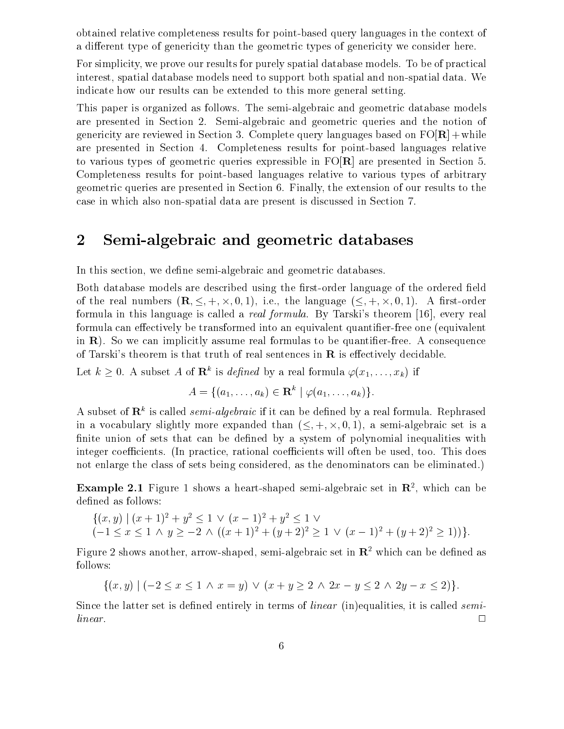obtained relative completeness results for point-based query languages in the context of a different type of genericity than the geometric types of genericity we consider here.

For simplicity, we prove our results for purely spatial database models. To be of practical interest, spatial database models need to support both spatial and non-spatial data. We indicate how our results can be extended to this more general setting.

This paper is organized as follows. The semi-algebraic and geometric database models are presented in Section 2. Semi-algebraic and geometric queries and the notion of genericity are reviewed in Section 3. Complete query languages based on FO[$\mathbf{R}$] + while are presented in Section 4. Completeness results for point-based languages relative to various types of geometric queries expressible in FO[$\mathbf{R}$] are presented in Section 5. Completeness results for point-based languages relative to various types of arbitrary geometric queries are presented in Section 6. Finally, the extension of our results to the case in which also non-spatial data are present is discussed in Section 7.

## 2 Semi-algebraic and geometric databases

In this section, we define semi-algebraic and geometric databases.

Both database models are described using the first-order language of the ordered field of the real numbers $(\mathbf{R}, \leq, +, \times, 0, 1)$, i.e., the language $(\leq, +, \times, 0, 1)$. A first-order formula in this language is called a *real formula*. By Tarski's theorem [16], every real formula can effectively be transformed into an equivalent quantifier-free one (equivalent in $\mathbf{R}$). So we can implicitly assume real formulas to be quantifier-free. A consequence of Tarski's theorem is that truth of real sentences in $\mathbf{R}$ is effectively decidable.

Let $k \geq 0$. A subset $A$ of $\mathbf{R}^k$ is *defined* by a real formula $\varphi(x_1, \ldots, x_k)$ if

$$A = \{(a_1, \ldots, a_k) \in \mathbf{R}^k \mid \varphi(a_1, \ldots, a_k)\}.$$

A subset of $\mathbf{R}^k$ is called *semi-algebraic* if it can be defined by a real formula. Rephrased in a vocabulary slightly more expanded than $(\leq, +, \times, 0, 1)$, a semi-algebraic set is a finite union of sets that can be defined by a system of polynomial inequalities with integer coefficients. (In practice, rational coefficients will often be used, too. This does not enlarge the class of sets being considered, as the denominators can be eliminated.)

**Example 2.1** Figure 1 shows a heart-shaped semi-algebraic set in $\mathbf{R}^2$, which can be defined as follows:

$$\{(x, y) \mid (x+1)^2 + y^2 \leq 1 \vee (x-1)^2 + y^2 \leq 1 \vee$$
$$(-1 \leq x \leq 1 \wedge y \geq -2 \wedge ((x+1)^2 + (y+2)^2 \geq 1 \vee (x-1)^2 + (y+2)^2 \geq 1))\}.$$

Figure 2 shows another, arrow-shaped, semi-algebraic set in $\mathbf{R}^2$ which can be defined as follows:

$$\{(x, y) \mid (-2 \leq x \leq 1 \wedge x = y) \vee (x + y \geq 2 \wedge 2x - y \leq 2 \wedge 2y - x \leq 2)\}.$$

Since the latter set is defined entirely in terms of *linear* (in)equalities, it is called *semi-linear*. □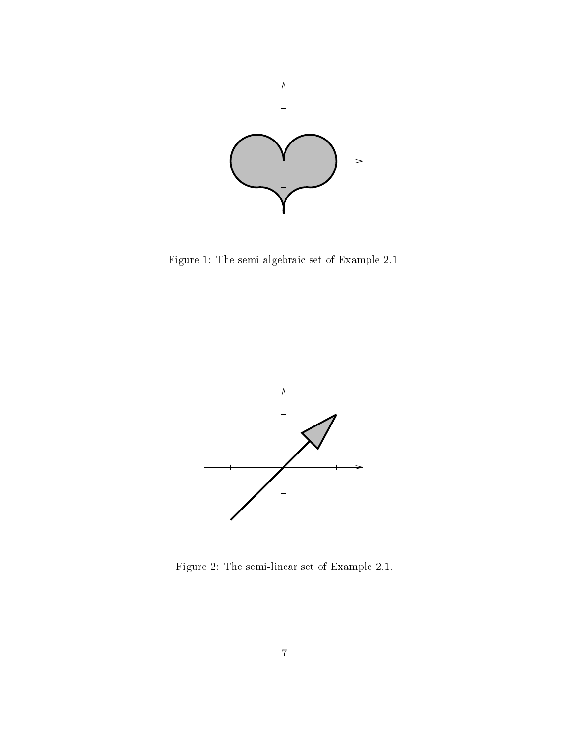Figure 1: The semi-algebraic set of Example 2.1.

Figure 2: The semi-linear set of Example 2.1.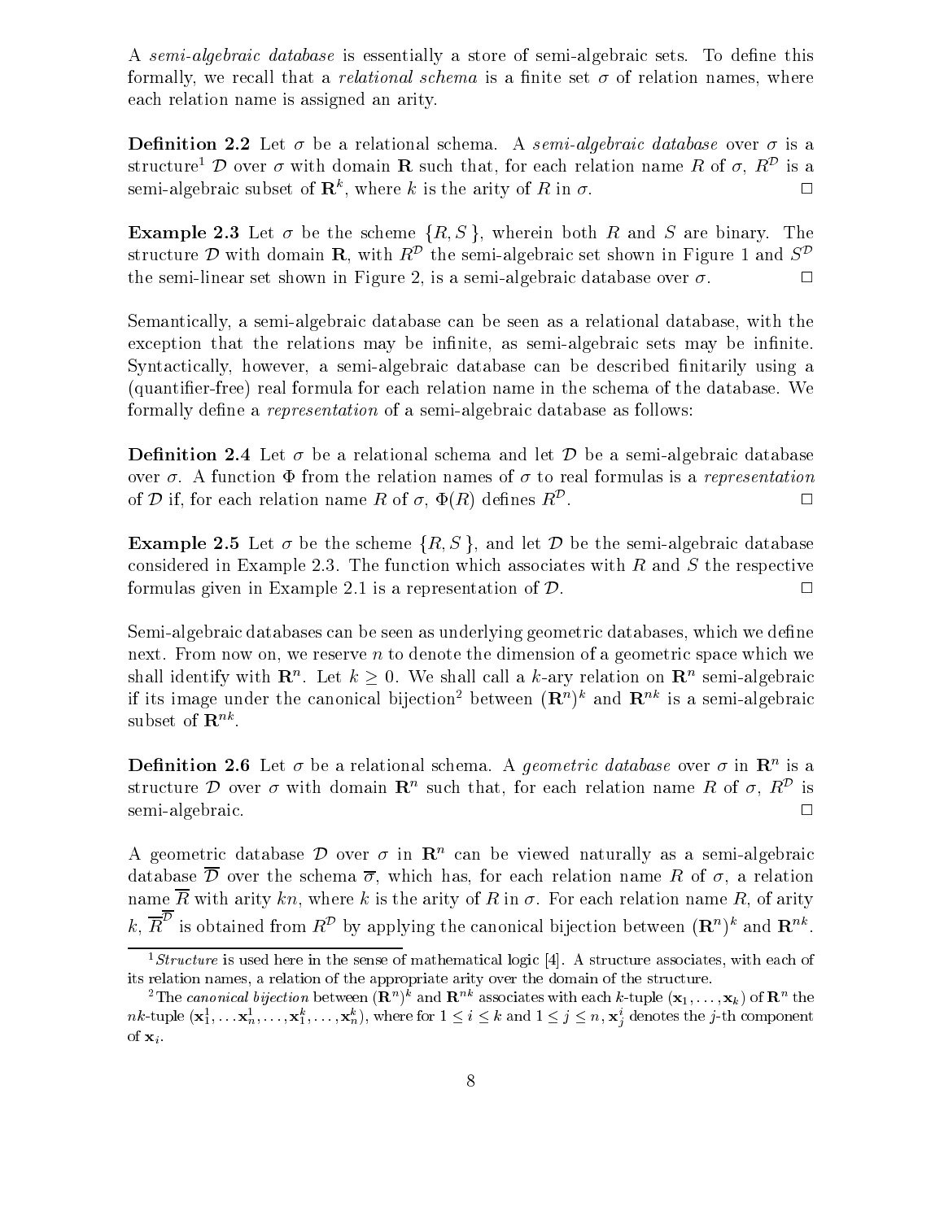A *semi-algebraic database* is essentially a store of semi-algebraic sets. To define this formally, we recall that a *relational schema* is a finite set $\sigma$ of relation names, where each relation name is assigned an arity.

**Definition 2.2** Let $\sigma$ be a relational schema. A *semi-algebraic database* over $\sigma$ is a structure[1] $\mathcal{D}$ over $\sigma$ with domain $\mathbf{R}$ such that, for each relation name $R$ of $\sigma$, $R^{\mathcal{D}}$ is a semi-algebraic subset of $\mathbf{R}^k$, where $k$ is the arity of $R$ in $\sigma$. □

**Example 2.3** Let $\sigma$ be the scheme $\{R, S\}$, wherein both $R$ and $S$ are binary. The structure $\mathcal{D}$ with domain $\mathbf{R}$, with $R^{\mathcal{D}}$ the semi-algebraic set shown in Figure 1 and $S^{\mathcal{D}}$ the semi-linear set shown in Figure 2, is a semi-algebraic database over $\sigma$. □

Semantically, a semi-algebraic database can be seen as a relational database, with the exception that the relations may be infinite, as semi-algebraic sets may be infinite. Syntactically, however, a semi-algebraic database can be described finitarily using a (quantifier-free) real formula for each relation name in the schema of the database. We formally define a *representation* of a semi-algebraic database as follows:

**Definition 2.4** Let $\sigma$ be a relational schema and let $\mathcal{D}$ be a semi-algebraic database over $\sigma$. A function $\Phi$ from the relation names of $\sigma$ to real formulas is a *representation* of $\mathcal{D}$ if, for each relation name $R$ of $\sigma$, $\Phi(R)$ defines $R^{\mathcal{D}}$. □

**Example 2.5** Let $\sigma$ be the scheme $\{R, S\}$, and let $\mathcal{D}$ be the semi-algebraic database considered in Example 2.3. The function which associates with $R$ and $S$ the respective formulas given in Example 2.1 is a representation of $\mathcal{D}$. □

Semi-algebraic databases can be seen as underlying geometric databases, which we define next. From now on, we reserve $n$ to denote the dimension of a geometric space which we shall identify with $\mathbf{R}^n$. Let $k \geq 0$. We shall call a $k$-ary relation on $\mathbf{R}^n$ semi-algebraic if its image under the canonical bijection[2] between $(\mathbf{R}^n)^k$ and $\mathbf{R}^{nk}$ is a semi-algebraic subset of $\mathbf{R}^{nk}$.

**Definition 2.6** Let $\sigma$ be a relational schema. A *geometric database* over $\sigma$ in $\mathbf{R}^n$ is a structure $\mathcal{D}$ over $\sigma$ with domain $\mathbf{R}^n$ such that, for each relation name $R$ of $\sigma$, $R^{\mathcal{D}}$ is semi-algebraic. □

A geometric database $\mathcal{D}$ over $\sigma$ in $\mathbf{R}^n$ can be viewed naturally as a semi-algebraic database $\overline{\mathcal{D}}$ over the schema $\overline{\sigma}$, which has, for each relation name $R$ of $\sigma$, a relation name $\overline{R}$ with arity $kn$, where $k$ is the arity of $R$ in $\sigma$. For each relation name $R$, of arity $k$, $\overline{R}^{\overline{\mathcal{D}}}$ is obtained from $R^{\mathcal{D}}$ by applying the canonical bijection between $(\mathbf{R}^n)^k$ and $\mathbf{R}^{nk}$.

---

[1] *Structure* is used here in the sense of mathematical logic [4]. A structure associates, with each of its relation names, a relation of the appropriate arity over the domain of the structure.

[2] The *canonical bijection* between $(\mathbf{R}^n)^k$ and $\mathbf{R}^{nk}$ associates with each $k$-tuple $(\mathbf{x}_1, \ldots, \mathbf{x}_k)$ of $\mathbf{R}^n$ the $nk$-tuple $(\mathbf{x}_1^1, \ldots \mathbf{x}_n^1, \ldots, \mathbf{x}_1^k, \ldots, \mathbf{x}_n^k)$, where for $1 \leq i \leq k$ and $1 \leq j \leq n$, $\mathbf{x}_j^i$ denotes the $j$-th component of $\mathbf{x}_i$.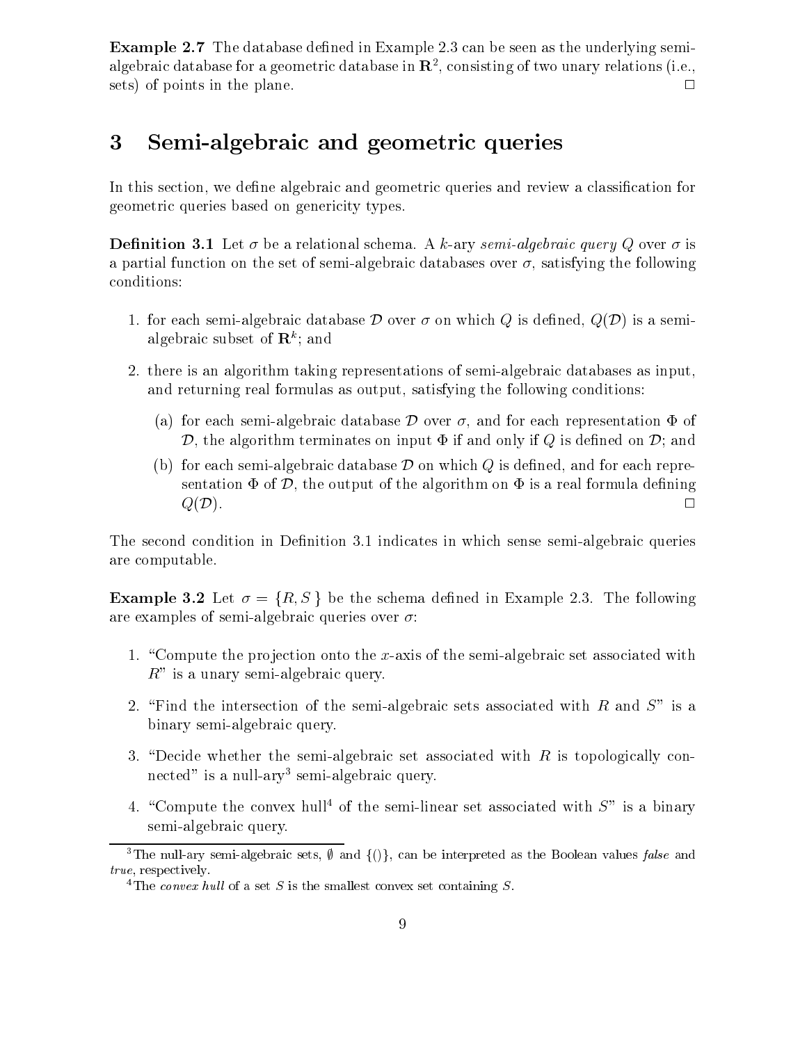**Example 2.7** The database defined in Example 2.3 can be seen as the underlying semi-algebraic database for a geometric database in $\mathbf{R}^2$, consisting of two unary relations (i.e., sets) of points in the plane. □

# 3 Semi-algebraic and geometric queries

In this section, we define algebraic and geometric queries and review a classification for geometric queries based on genericity types.

**Definition 3.1** Let $\sigma$ be a relational schema. A $k$-ary *semi-algebraic query* $Q$ over $\sigma$ is a partial function on the set of semi-algebraic databases over $\sigma$, satisfying the following conditions:

1. for each semi-algebraic database $\mathcal{D}$ over $\sigma$ on which $Q$ is defined, $Q(\mathcal{D})$ is a semi-algebraic subset of $\mathbf{R}^k$; and
2. there is an algorithm taking representations of semi-algebraic databases as input, and returning real formulas as output, satisfying the following conditions:
   (a) for each semi-algebraic database $\mathcal{D}$ over $\sigma$, and for each representation $\Phi$ of $\mathcal{D}$, the algorithm terminates on input $\Phi$ if and only if $Q$ is defined on $\mathcal{D}$; and
   (b) for each semi-algebraic database $\mathcal{D}$ on which $Q$ is defined, and for each representation $\Phi$ of $\mathcal{D}$, the output of the algorithm on $\Phi$ is a real formula defining $Q(\mathcal{D})$. □

The second condition in Definition 3.1 indicates in which sense semi-algebraic queries are computable.

**Example 3.2** Let $\sigma = \{R, S\}$ be the schema defined in Example 2.3. The following are examples of semi-algebraic queries over $\sigma$:

1. "Compute the projection onto the $x$-axis of the semi-algebraic set associated with $R$" is a unary semi-algebraic query.
2. "Find the intersection of the semi-algebraic sets associated with $R$ and $S$" is a binary semi-algebraic query.
3. "Decide whether the semi-algebraic set associated with $R$ is topologically connected" is a null-ary[3] semi-algebraic query.
4. "Compute the convex hull[4] of the semi-linear set associated with $S$" is a binary semi-algebraic query.

[3] The null-ary semi-algebraic sets, $\emptyset$ and $\{()\}$, can be interpreted as the Boolean values *false* and *true*, respectively.

[4] The *convex hull* of a set $S$ is the smallest convex set containing $S$.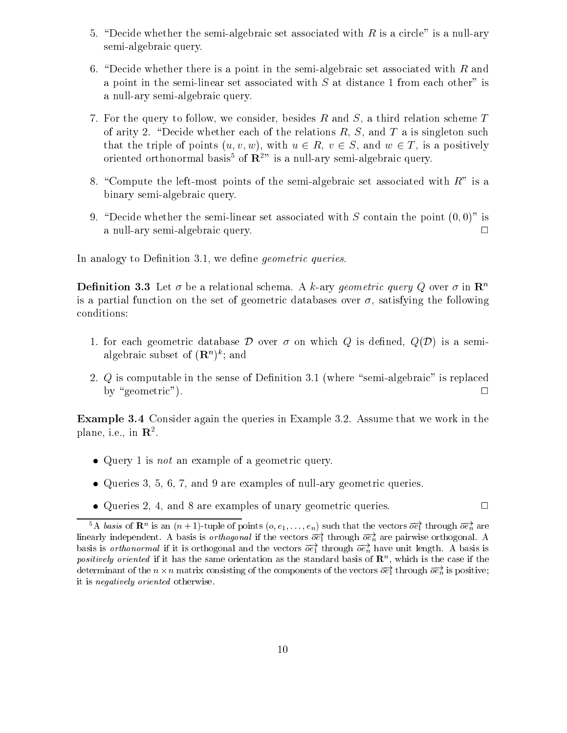5. "Decide whether the semi-algebraic set associated with $R$ is a circle" is a null-ary semi-algebraic query.

6. "Decide whether there is a point in the semi-algebraic set associated with $R$ and a point in the semi-linear set associated with $S$ at distance 1 from each other" is a null-ary semi-algebraic query.

7. For the query to follow, we consider, besides $R$ and $S$, a third relation scheme $T$ of arity 2. "Decide whether each of the relations $R$, $S$, and $T$ a is singleton such that the triple of points $(u, v, w)$, with $u \in R$, $v \in S$, and $w \in T$, is a positively oriented orthonormal basis[5] of $\mathbf{R}^2$" is a null-ary semi-algebraic query.

8. "Compute the left-most points of the semi-algebraic set associated with $R$" is a binary semi-algebraic query.

9. "Decide whether the semi-linear set associated with $S$ contain the point $(0, 0)$" is a null-ary semi-algebraic query. □

In analogy to Definition 3.1, we define *geometric queries*.

**Definition 3.3** Let $\sigma$ be a relational schema. A $k$-ary *geometric query* $Q$ over $\sigma$ in $\mathbf{R}^n$ is a partial function on the set of geometric databases over $\sigma$, satisfying the following conditions:

1. for each geometric database $\mathcal{D}$ over $\sigma$ on which $Q$ is defined, $Q(\mathcal{D})$ is a semi-algebraic subset of $(\mathbf{R}^n)^k$; and

2. $Q$ is computable in the sense of Definition 3.1 (where "semi-algebraic" is replaced by "geometric"). □

**Example 3.4** Consider again the queries in Example 3.2. Assume that we work in the plane, i.e., in $\mathbf{R}^2$.

- Query 1 is *not* an example of a geometric query.
- Queries 3, 5, 6, 7, and 9 are examples of null-ary geometric queries.
- Queries 2, 4, and 8 are examples of unary geometric queries. □

[5] A *basis* of $\mathbf{R}^n$ is an $(n+1)$-tuple of points $(o, e_1, \ldots, e_n)$ such that the vectors $\overrightarrow{oe_1}$ through $\overrightarrow{oe_n}$ are linearly independent. A basis is *orthogonal* if the vectors $\overrightarrow{oe_1}$ through $\overrightarrow{oe_n}$ are pairwise orthogonal. A basis is *orthonormal* if it is orthogonal and the vectors $\overrightarrow{oe_1}$ through $\overrightarrow{oe_n}$ have unit length. A basis is *positively oriented* if it has the same orientation as the standard basis of $\mathbf{R}^n$, which is the case if the determinant of the $n \times n$ matrix consisting of the components of the vectors $\overrightarrow{oe_1}$ through $\overrightarrow{oe_n}$ is positive; it is *negatively oriented* otherwise.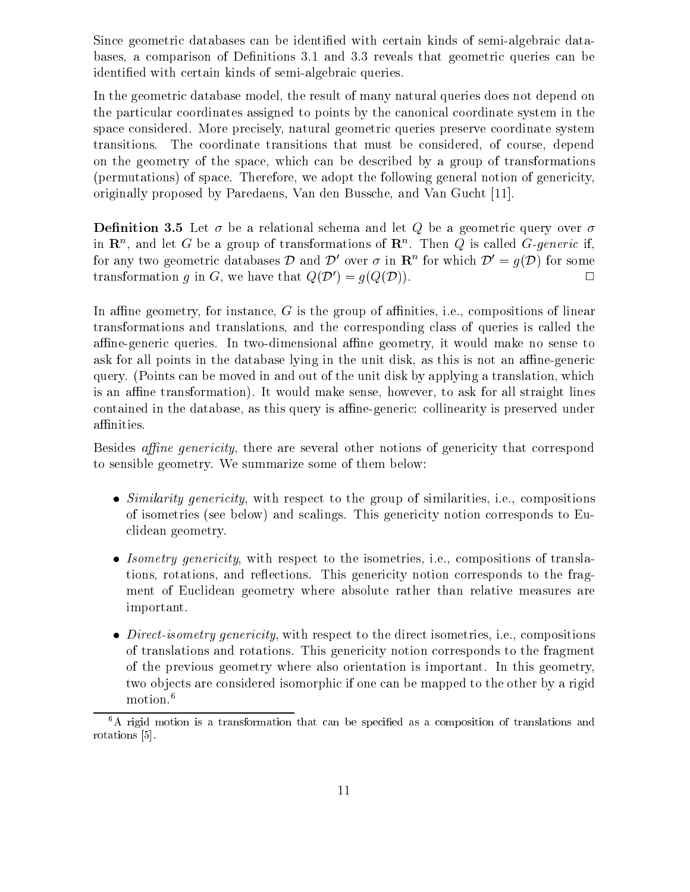Since geometric databases can be identified with certain kinds of semi-algebraic databases, a comparison of Definitions 3.1 and 3.3 reveals that geometric queries can be identified with certain kinds of semi-algebraic queries.

In the geometric database model, the result of many natural queries does not depend on the particular coordinates assigned to points by the canonical coordinate system in the space considered. More precisely, natural geometric queries preserve coordinate system transitions. The coordinate transitions that must be considered, of course, depend on the geometry of the space, which can be described by a group of transformations (permutations) of space. Therefore, we adopt the following general notion of genericity, originally proposed by Paredaens, Van den Bussche, and Van Gucht [11].

**Definition 3.5** Let $\sigma$ be a relational schema and let $Q$ be a geometric query over $\sigma$ in $\mathbf{R}^n$, and let $G$ be a group of transformations of $\mathbf{R}^n$. Then $Q$ is called *G-generic* if, for any two geometric databases $\mathcal{D}$ and $\mathcal{D}'$ over $\sigma$ in $\mathbf{R}^n$ for which $\mathcal{D}' = g(\mathcal{D})$ for some transformation $g$ in $G$, we have that $Q(\mathcal{D}') = g(Q(\mathcal{D}))$. $\square$

In affine geometry, for instance, $G$ is the group of affinities, i.e., compositions of linear transformations and translations, and the corresponding class of queries is called the affine-generic queries. In two-dimensional affine geometry, it would make no sense to ask for all points in the database lying in the unit disk, as this is not an affine-generic query. (Points can be moved in and out of the unit disk by applying a translation, which is an affine transformation). It would make sense, however, to ask for all straight lines contained in the database, as this query is affine-generic: collinearity is preserved under affinities.

Besides *affine genericity*, there are several other notions of genericity that correspond to sensible geometry. We summarize some of them below:

- *Similarity genericity*, with respect to the group of similarities, i.e., compositions of isometries (see below) and scalings. This genericity notion corresponds to Euclidean geometry.

- *Isometry genericity*, with respect to the isometries, i.e., compositions of translations, rotations, and reflections. This genericity notion corresponds to the fragment of Euclidean geometry where absolute rather than relative measures are important.

- *Direct-isometry genericity*, with respect to the direct isometries, i.e., compositions of translations and rotations. This genericity notion corresponds to the fragment of the previous geometry where also orientation is important. In this geometry, two objects are considered isomorphic if one can be mapped to the other by a rigid motion.[6]

[6] A rigid motion is a transformation that can be specified as a composition of translations and rotations [5].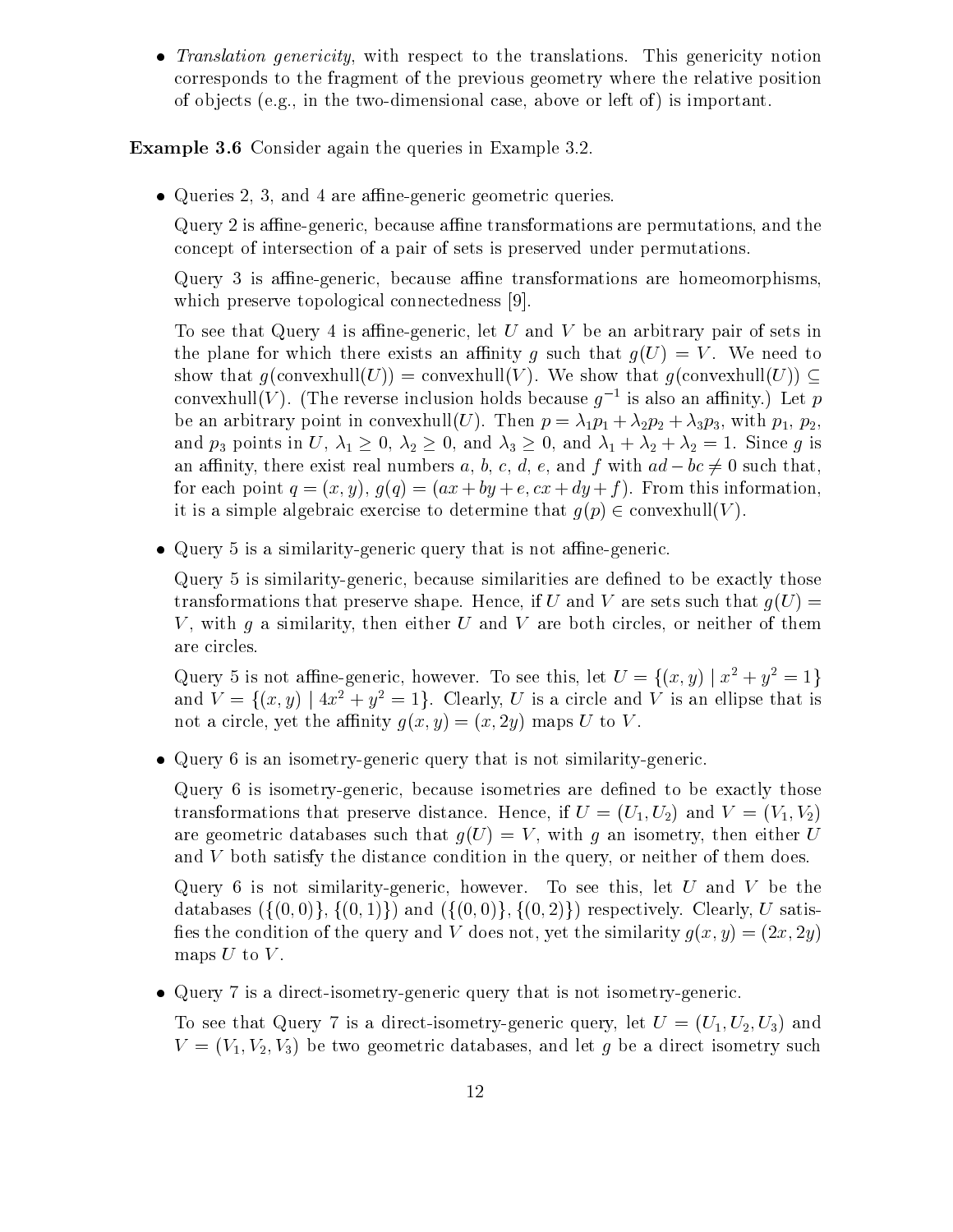- *Translation genericity*, with respect to the translations. This genericity notion corresponds to the fragment of the previous geometry where the relative position of objects (e.g., in the two-dimensional case, above or left of) is important.

**Example 3.6** Consider again the queries in Example 3.2.

- Queries 2, 3, and 4 are affine-generic geometric queries.

  Query 2 is affine-generic, because affine transformations are permutations, and the concept of intersection of a pair of sets is preserved under permutations.

  Query 3 is affine-generic, because affine transformations are homeomorphisms, which preserve topological connectedness [9].

  To see that Query 4 is affine-generic, let $U$ and $V$ be an arbitrary pair of sets in the plane for which there exists an affinity $g$ such that $g(U) = V$. We need to show that $g(\text{convexhull}(U)) = \text{convexhull}(V)$. We show that $g(\text{convexhull}(U)) \subseteq \text{convexhull}(V)$. (The reverse inclusion holds because $g^{-1}$ is also an affinity.) Let $p$ be an arbitrary point in convexhull($U$). Then $p = \lambda_1 p_1 + \lambda_2 p_2 + \lambda_3 p_3$, with $p_1$, $p_2$, and $p_3$ points in $U$, $\lambda_1 \geq 0$, $\lambda_2 \geq 0$, and $\lambda_3 \geq 0$, and $\lambda_1 + \lambda_2 + \lambda_2 = 1$. Since $g$ is an affinity, there exist real numbers $a$, $b$, $c$, $d$, $e$, and $f$ with $ad - bc \neq 0$ such that, for each point $q = (x, y)$, $g(q) = (ax + by + e, cx + dy + f)$. From this information, it is a simple algebraic exercise to determine that $g(p) \in \text{convexhull}(V)$.

- Query 5 is a similarity-generic query that is not affine-generic.

  Query 5 is similarity-generic, because similarities are defined to be exactly those transformations that preserve shape. Hence, if $U$ and $V$ are sets such that $g(U) = V$, with $g$ a similarity, then either $U$ and $V$ are both circles, or neither of them are circles.

  Query 5 is not affine-generic, however. To see this, let $U = \{(x, y) \mid x^2 + y^2 = 1\}$ and $V = \{(x, y) \mid 4x^2 + y^2 = 1\}$. Clearly, $U$ is a circle and $V$ is an ellipse that is not a circle, yet the affinity $g(x, y) = (x, 2y)$ maps $U$ to $V$.

- Query 6 is an isometry-generic query that is not similarity-generic.

  Query 6 is isometry-generic, because isometries are defined to be exactly those transformations that preserve distance. Hence, if $U = (U_1, U_2)$ and $V = (V_1, V_2)$ are geometric databases such that $g(U) = V$, with $g$ an isometry, then either $U$ and $V$ both satisfy the distance condition in the query, or neither of them does.

  Query 6 is not similarity-generic, however. To see this, let $U$ and $V$ be the databases $(\{(0, 0)\}, \{(0, 1)\})$ and $(\{(0, 0)\}, \{(0, 2)\})$ respectively. Clearly, $U$ satisfies the condition of the query and $V$ does not, yet the similarity $g(x, y) = (2x, 2y)$ maps $U$ to $V$.

- Query 7 is a direct-isometry-generic query that is not isometry-generic.

  To see that Query 7 is a direct-isometry-generic query, let $U = (U_1, U_2, U_3)$ and $V = (V_1, V_2, V_3)$ be two geometric databases, and let $g$ be a direct isometry such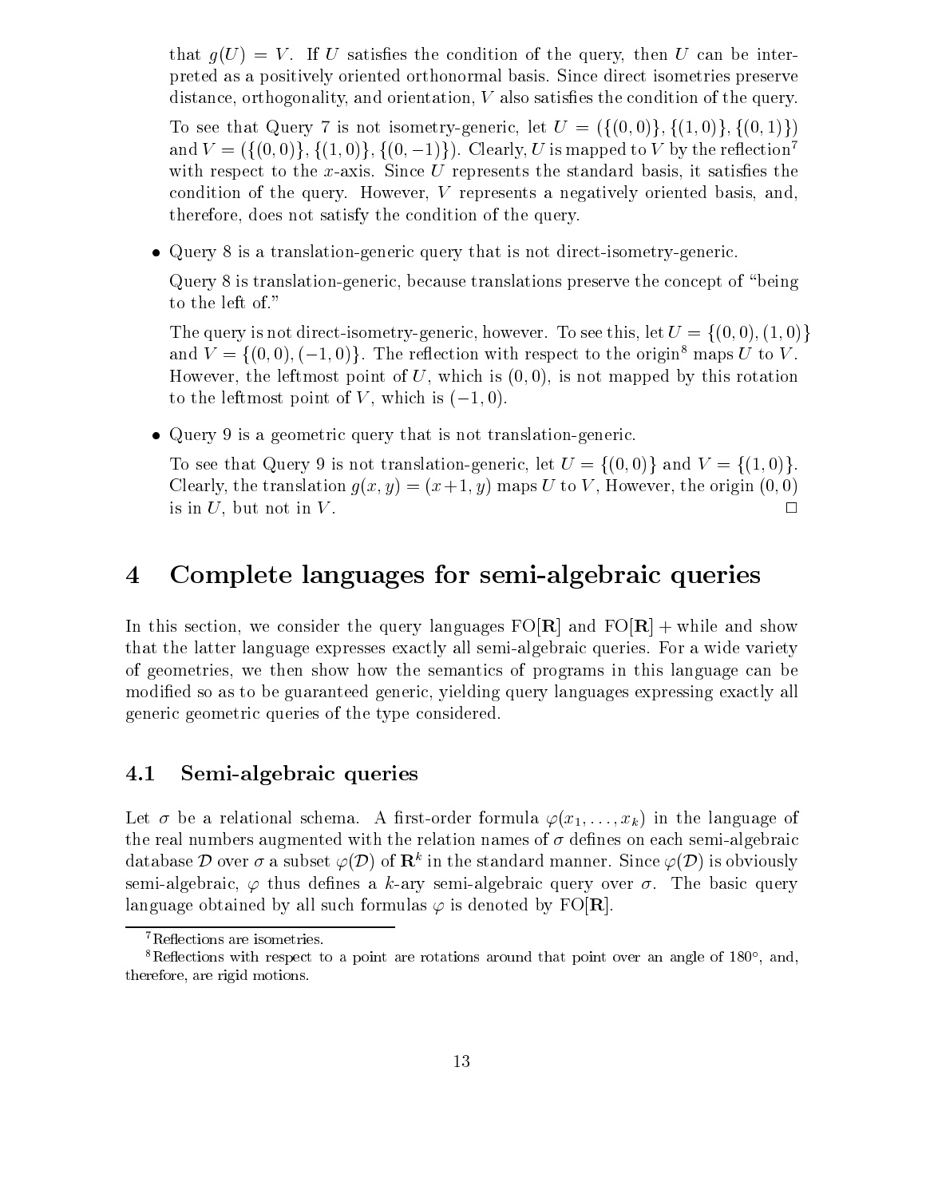that $g(U) = V$. If $U$ satisfies the condition of the query, then $U$ can be interpreted as a positively oriented orthonormal basis. Since direct isometries preserve distance, orthogonality, and orientation, $V$ also satisfies the condition of the query.

To see that Query 7 is not isometry-generic, let $U = (\{(0,0)\}, \{(1,0)\}, \{(0,1)\})$ and $V = (\{(0,0)\}, \{(1,0)\}, \{(0,-1)\})$. Clearly, $U$ is mapped to $V$ by the reflection[7] with respect to the $x$-axis. Since $U$ represents the standard basis, it satisfies the condition of the query. However, $V$ represents a negatively oriented basis, and, therefore, does not satisfy the condition of the query.

- Query 8 is a translation-generic query that is not direct-isometry-generic.

  Query 8 is translation-generic, because translations preserve the concept of "being to the left of."

  The query is not direct-isometry-generic, however. To see this, let $U = \{(0,0), (1,0)\}$ and $V = \{(0,0), (-1,0)\}$. The reflection with respect to the origin[8] maps $U$ to $V$. However, the leftmost point of $U$, which is $(0,0)$, is not mapped by this rotation to the leftmost point of $V$, which is $(-1,0)$.

- Query 9 is a geometric query that is not translation-generic.

  To see that Query 9 is not translation-generic, let $U = \{(0,0)\}$ and $V = \{(1,0)\}$. Clearly, the translation $g(x,y) = (x+1, y)$ maps $U$ to $V$, However, the origin $(0,0)$ is in $U$, but not in $V$. □

# 4 Complete languages for semi-algebraic queries

In this section, we consider the query languages FO[**R**] and FO[**R**] + while and show that the latter language expresses exactly all semi-algebraic queries. For a wide variety of geometries, we then show how the semantics of programs in this language can be modified so as to be guaranteed generic, yielding query languages expressing exactly all generic geometric queries of the type considered.

## 4.1 Semi-algebraic queries

Let $\sigma$ be a relational schema. A first-order formula $\varphi(x_1, \ldots, x_k)$ in the language of the real numbers augmented with the relation names of $\sigma$ defines on each semi-algebraic database $\mathcal{D}$ over $\sigma$ a subset $\varphi(\mathcal{D})$ of $\mathbf{R}^k$ in the standard manner. Since $\varphi(\mathcal{D})$ is obviously semi-algebraic, $\varphi$ thus defines a $k$-ary semi-algebraic query over $\sigma$. The basic query language obtained by all such formulas $\varphi$ is denoted by FO[**R**].

[7] Reflections are isometries.

[8] Reflections with respect to a point are rotations around that point over an angle of 180°, and, therefore, are rigid motions.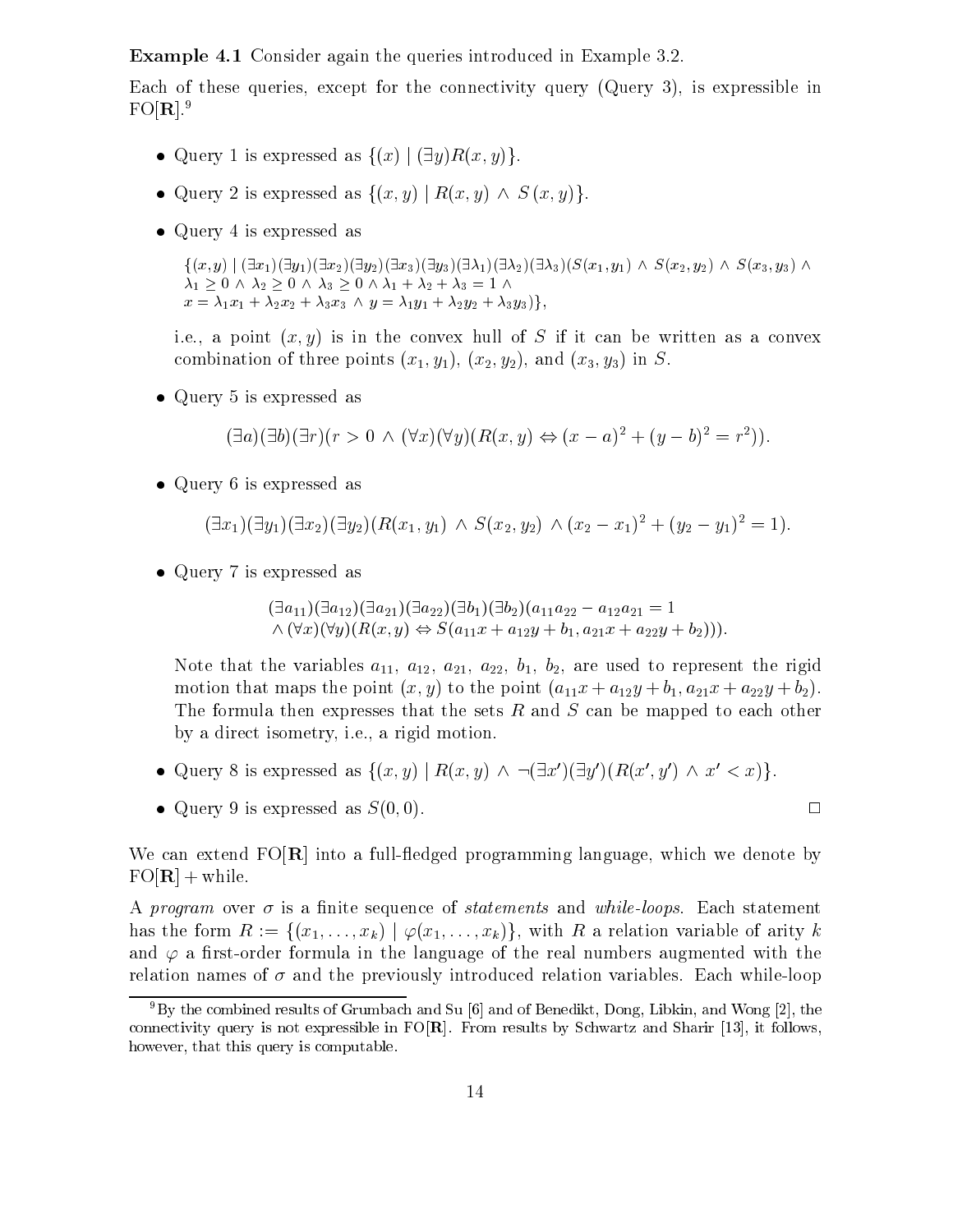**Example 4.1** Consider again the queries introduced in Example 3.2.

Each of these queries, except for the connectivity query (Query 3), is expressible in FO[**R**].[9]

- Query 1 is expressed as $\{(x) \mid (\exists y)R(x,y)\}$.
- Query 2 is expressed as $\{(x,y) \mid R(x,y) \wedge S(x,y)\}$.
- Query 4 is expressed as

  $$\{(x,y) \mid (\exists x_1)(\exists y_1)(\exists x_2)(\exists y_2)(\exists x_3)(\exists y_3)(\exists \lambda_1)(\exists \lambda_2)(\exists \lambda_3)(S(x_1,y_1) \wedge S(x_2,y_2) \wedge S(x_3,y_3) \wedge \lambda_1 \geq 0 \wedge \lambda_2 \geq 0 \wedge \lambda_3 \geq 0 \wedge \lambda_1 + \lambda_2 + \lambda_3 = 1 \wedge x = \lambda_1 x_1 + \lambda_2 x_2 + \lambda_3 x_3 \wedge y = \lambda_1 y_1 + \lambda_2 y_2 + \lambda_3 y_3)\},$$

  i.e., a point $(x,y)$ is in the convex hull of $S$ if it can be written as a convex combination of three points $(x_1,y_1)$, $(x_2,y_2)$, and $(x_3,y_3)$ in $S$.
- Query 5 is expressed as

  $$(\exists a)(\exists b)(\exists r)(r > 0 \wedge (\forall x)(\forall y)(R(x,y) \Leftrightarrow (x-a)^2 + (y-b)^2 = r^2)).$$
- Query 6 is expressed as

  $$(\exists x_1)(\exists y_1)(\exists x_2)(\exists y_2)(R(x_1,y_1) \wedge S(x_2,y_2) \wedge (x_2-x_1)^2 + (y_2-y_1)^2 = 1).$$
- Query 7 is expressed as

  $$(\exists a_{11})(\exists a_{12})(\exists a_{21})(\exists a_{22})(\exists b_1)(\exists b_2)(a_{11}a_{22} - a_{12}a_{21} = 1 \wedge (\forall x)(\forall y)(R(x,y) \Leftrightarrow S(a_{11}x + a_{12}y + b_1, a_{21}x + a_{22}y + b_2))).$$

  Note that the variables $a_{11}$, $a_{12}$, $a_{21}$, $a_{22}$, $b_1$, $b_2$, are used to represent the rigid motion that maps the point $(x,y)$ to the point $(a_{11}x + a_{12}y + b_1, a_{21}x + a_{22}y + b_2)$. The formula then expresses that the sets $R$ and $S$ can be mapped to each other by a direct isometry, i.e., a rigid motion.
- Query 8 is expressed as $\{(x,y) \mid R(x,y) \wedge \neg(\exists x')(\exists y')(R(x',y') \wedge x' < x)\}$.
- Query 9 is expressed as $S(0,0)$. □

We can extend FO[**R**] into a full-fledged programming language, which we denote by FO[**R**] + while.

A *program* over $\sigma$ is a finite sequence of *statements* and *while-loops*. Each statement has the form $R := \{(x_1, \ldots, x_k) \mid \varphi(x_1, \ldots, x_k)\}$, with $R$ a relation variable of arity $k$ and $\varphi$ a first-order formula in the language of the real numbers augmented with the relation names of $\sigma$ and the previously introduced relation variables. Each while-loop

[9] By the combined results of Grumbach and Su [6] and of Benedikt, Dong, Libkin, and Wong [2], the connectivity query is not expressible in FO[**R**]. From results by Schwartz and Sharir [13], it follows, however, that this query is computable.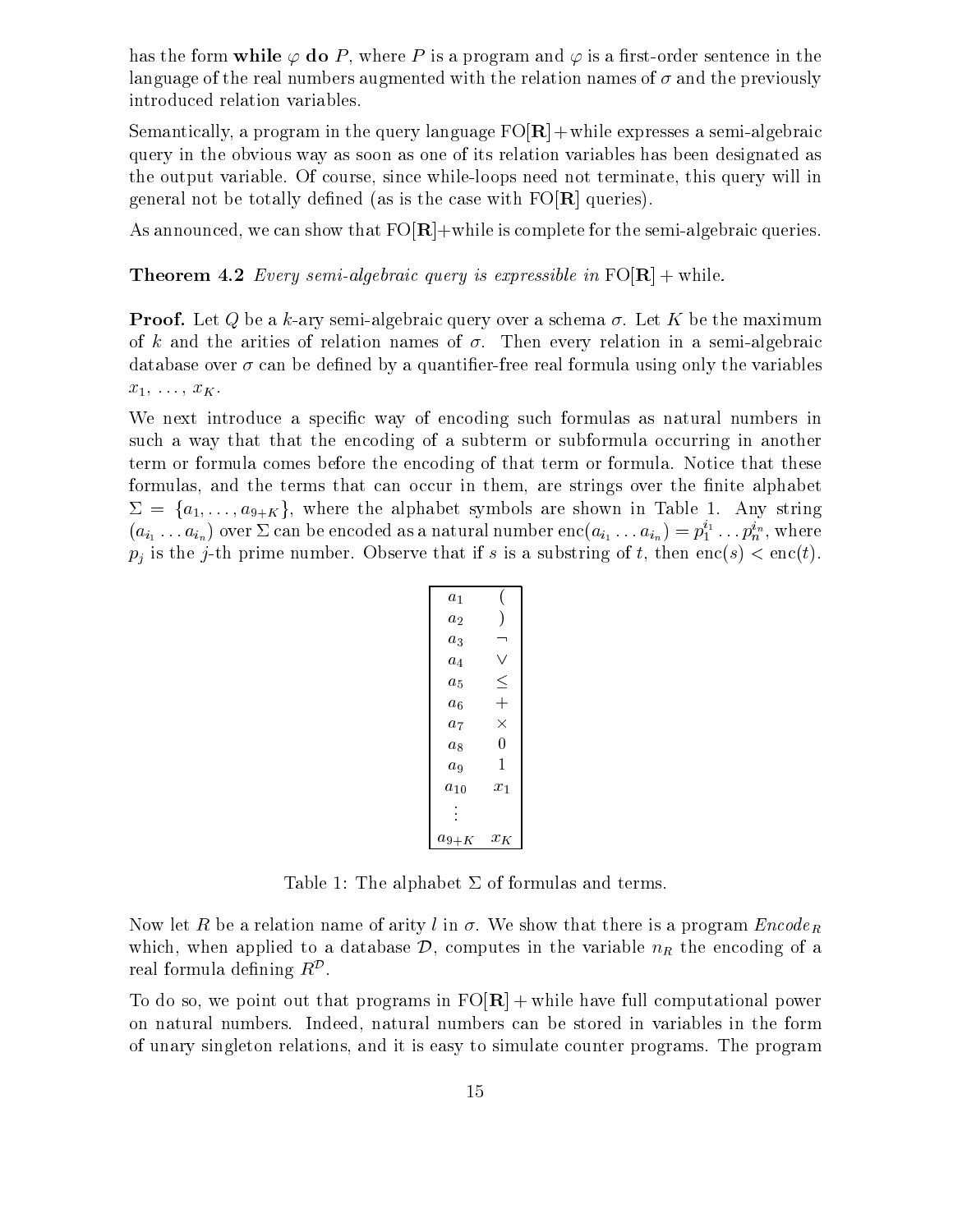has the form **while** $\varphi$ **do** $P$, where $P$ is a program and $\varphi$ is a first-order sentence in the language of the real numbers augmented with the relation names of $\sigma$ and the previously introduced relation variables.

Semantically, a program in the query language $\mathrm{FO}[\mathbf{R}]+\mathrm{while}$ expresses a semi-algebraic query in the obvious way as soon as one of its relation variables has been designated as the output variable. Of course, since while-loops need not terminate, this query will in general not be totally defined (as is the case with $\mathrm{FO}[\mathbf{R}]$ queries).

As announced, we can show that $\mathrm{FO}[\mathbf{R}]+\mathrm{while}$ is complete for the semi-algebraic queries.

**Theorem 4.2** *Every semi-algebraic query is expressible in* $\mathrm{FO}[\mathbf{R}] + \mathrm{while}$.

**Proof.** Let $Q$ be a $k$-ary semi-algebraic query over a schema $\sigma$. Let $K$ be the maximum of $k$ and the arities of relation names of $\sigma$. Then every relation in a semi-algebraic database over $\sigma$ can be defined by a quantifier-free real formula using only the variables $x_1, \ldots, x_K$.

We next introduce a specific way of encoding such formulas as natural numbers in such a way that that the encoding of a subterm or subformula occurring in another term or formula comes before the encoding of that term or formula. Notice that these formulas, and the terms that can occur in them, are strings over the finite alphabet $\Sigma = \{a_1, \ldots, a_{9+K}\}$, where the alphabet symbols are shown in Table 1. Any string $(a_{i_1} \ldots a_{i_n})$ over $\Sigma$ can be encoded as a natural number $\mathrm{enc}(a_{i_1} \ldots a_{i_n}) = p_1^{i_1} \ldots p_n^{i_n}$, where $p_j$ is the $j$-th prime number. Observe that if $s$ is a substring of $t$, then $\mathrm{enc}(s) < \mathrm{enc}(t)$.

| | |
|---|---|
| $a_1$ | ( |
| $a_2$ | ) |
| $a_3$ | $\neg$ |
| $a_4$ | $\vee$ |
| $a_5$ | $\leq$ |
| $a_6$ | $+$ |
| $a_7$ | $\times$ |
| $a_8$ | 0 |
| $a_9$ | 1 |
| $a_{10}$ | $x_1$ |
| $\vdots$ | |
| $a_{9+K}$ | $x_K$ |

Table 1: The alphabet $\Sigma$ of formulas and terms.

Now let $R$ be a relation name of arity $l$ in $\sigma$. We show that there is a program $\mathit{Encode}_R$ which, when applied to a database $\mathcal{D}$, computes in the variable $n_R$ the encoding of a real formula defining $R^{\mathcal{D}}$.

To do so, we point out that programs in $\mathrm{FO}[\mathbf{R}] + \mathrm{while}$ have full computational power on natural numbers. Indeed, natural numbers can be stored in variables in the form of unary singleton relations, and it is easy to simulate counter programs. The program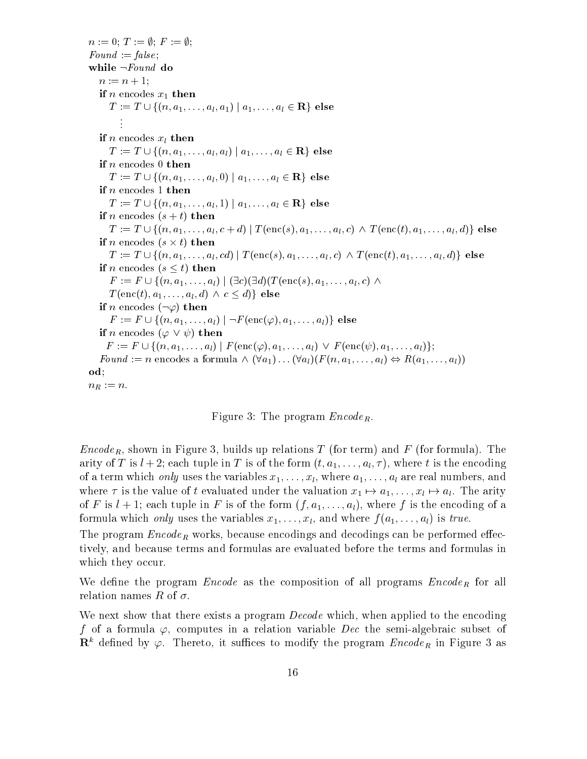$n := 0$; $T := \emptyset$; $F := \emptyset$;
*Found* := *false*;
**while** $\neg$*Found* **do**
  $n := n + 1$;
  **if** $n$ encodes $x_1$ **then**
    $T := T \cup \{(n, a_1, \ldots, a_l, a_1) \mid a_1, \ldots, a_l \in \mathbf{R}\}$ **else**
      $\vdots$
  **if** $n$ encodes $x_l$ **then**
    $T := T \cup \{(n, a_1, \ldots, a_l, a_l) \mid a_1, \ldots, a_l \in \mathbf{R}\}$ **else**
  **if** $n$ encodes $0$ **then**
    $T := T \cup \{(n, a_1, \ldots, a_l, 0) \mid a_1, \ldots, a_l \in \mathbf{R}\}$ **else**
  **if** $n$ encodes $1$ **then**
    $T := T \cup \{(n, a_1, \ldots, a_l, 1) \mid a_1, \ldots, a_l \in \mathbf{R}\}$ **else**
  **if** $n$ encodes $(s + t)$ **then**
    $T := T \cup \{(n, a_1, \ldots, a_l, c + d) \mid T(\mathrm{enc}(s), a_1, \ldots, a_l, c) \wedge T(\mathrm{enc}(t), a_1, \ldots, a_l, d)\}$ **else**
  **if** $n$ encodes $(s \times t)$ **then**
    $T := T \cup \{(n, a_1, \ldots, a_l, cd) \mid T(\mathrm{enc}(s), a_1, \ldots, a_l, c) \wedge T(\mathrm{enc}(t), a_1, \ldots, a_l, d)\}$ **else**
  **if** $n$ encodes $(s \leq t)$ **then**
    $F := F \cup \{(n, a_1, \ldots, a_l) \mid (\exists c)(\exists d)(T(\mathrm{enc}(s), a_1, \ldots, a_l, c) \wedge$
    $T(\mathrm{enc}(t), a_1, \ldots, a_l, d) \wedge c \leq d)\}$ **else**
  **if** $n$ encodes $(\neg\varphi)$ **then**
    $F := F \cup \{(n, a_1, \ldots, a_l) \mid \neg F(\mathrm{enc}(\varphi), a_1, \ldots, a_l)\}$ **else**
  **if** $n$ encodes $(\varphi \vee \psi)$ **then**
    $F := F \cup \{(n, a_1, \ldots, a_l) \mid F(\mathrm{enc}(\varphi), a_1, \ldots, a_l) \vee F(\mathrm{enc}(\psi), a_1, \ldots, a_l)\}$;
  *Found* := $n$ encodes a formula $\wedge (\forall a_1) \ldots (\forall a_l)(F(n, a_1, \ldots, a_l) \Leftrightarrow R(a_1, \ldots, a_l))$
**od**;
$n_R := n$.

Figure 3: The program $Encode_R$.

$Encode_R$, shown in Figure 3, builds up relations $T$ (for term) and $F$ (for formula). The arity of $T$ is $l+2$; each tuple in $T$ is of the form $(t, a_1, \ldots, a_l, \tau)$, where $t$ is the encoding of a term which *only* uses the variables $x_1, \ldots, x_l$, where $a_1, \ldots, a_l$ are real numbers, and where $\tau$ is the value of $t$ evaluated under the valuation $x_1 \mapsto a_1, \ldots, x_l \mapsto a_l$. The arity of $F$ is $l + 1$; each tuple in $F$ is of the form $(f, a_1, \ldots, a_l)$, where $f$ is the encoding of a formula which *only* uses the variables $x_1, \ldots, x_l$, and where $f(a_1, \ldots, a_l)$ is *true*.

The program $Encode_R$ works, because encodings and decodings can be performed effectively, and because terms and formulas are evaluated before the terms and formulas in which they occur.

We define the program *Encode* as the composition of all programs $Encode_R$ for all relation names $R$ of $\sigma$.

We next show that there exists a program *Decode* which, when applied to the encoding $f$ of a formula $\varphi$, computes in a relation variable *Dec* the semi-algebraic subset of $\mathbf{R}^k$ defined by $\varphi$. Thereto, it suffices to modify the program $Encode_R$ in Figure 3 as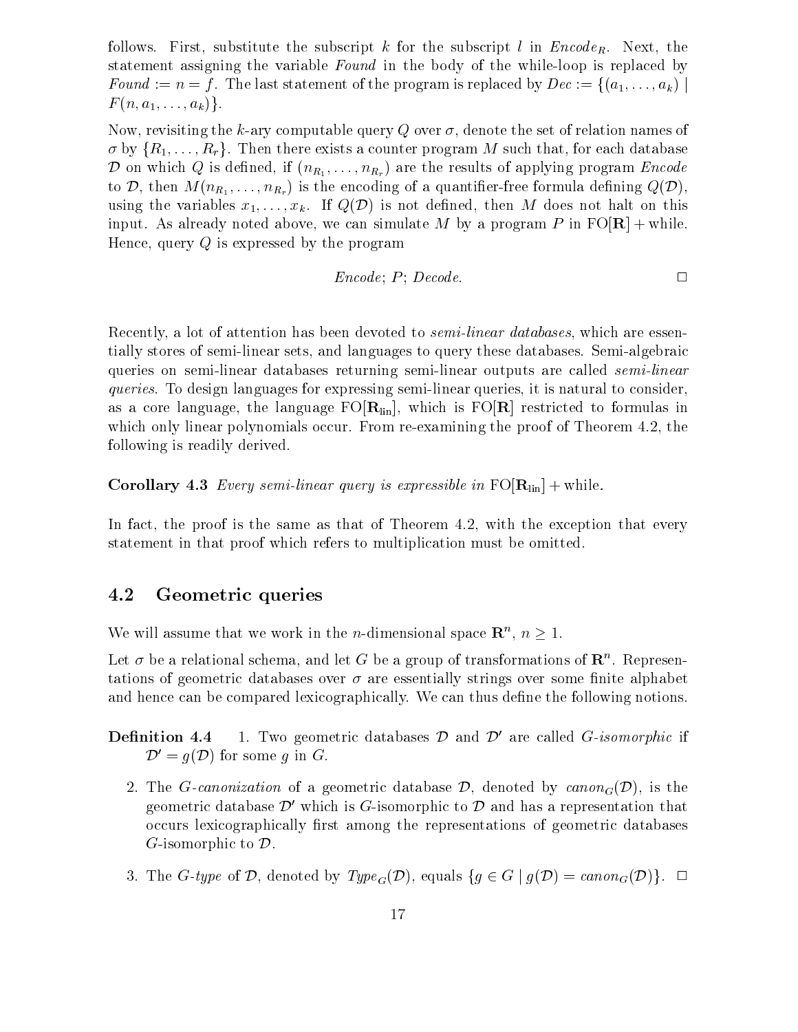follows. First, substitute the subscript $k$ for the subscript $l$ in $Encode_R$. Next, the statement assigning the variable *Found* in the body of the while-loop is replaced by $Found := n = f$. The last statement of the program is replaced by $Dec := \{(a_1, \ldots, a_k) \mid F(n, a_1, \ldots, a_k)\}$.

Now, revisiting the $k$-ary computable query $Q$ over $\sigma$, denote the set of relation names of $\sigma$ by $\{R_1, \ldots, R_r\}$. Then there exists a counter program $M$ such that, for each database $\mathcal{D}$ on which $Q$ is defined, if $(n_{R_1}, \ldots, n_{R_r})$ are the results of applying program *Encode* to $\mathcal{D}$, then $M(n_{R_1}, \ldots, n_{R_r})$ is the encoding of a quantifier-free formula defining $Q(\mathcal{D})$, using the variables $x_1, \ldots, x_k$. If $Q(\mathcal{D})$ is not defined, then $M$ does not halt on this input. As already noted above, we can simulate $M$ by a program $P$ in $\mathrm{FO}[\mathbf{R}] + \mathrm{while}$. Hence, query $Q$ is expressed by the program

$$Encode;\ P;\ Decode. \qquad \square$$

Recently, a lot of attention has been devoted to *semi-linear databases*, which are essentially stores of semi-linear sets, and languages to query these databases. Semi-algebraic queries on semi-linear databases returning semi-linear outputs are called *semi-linear queries*. To design languages for expressing semi-linear queries, it is natural to consider, as a core language, the language $\mathrm{FO}[\mathbf{R}_{\mathrm{lin}}]$, which is $\mathrm{FO}[\mathbf{R}]$ restricted to formulas in which only linear polynomials occur. From re-examining the proof of Theorem 4.2, the following is readily derived.

**Corollary 4.3** *Every semi-linear query is expressible in* $\mathrm{FO}[\mathbf{R}_{\mathrm{lin}}] + \mathrm{while}$.

In fact, the proof is the same as that of Theorem 4.2, with the exception that every statement in that proof which refers to multiplication must be omitted.

## 4.2 Geometric queries

We will assume that we work in the $n$-dimensional space $\mathbf{R}^n$, $n \geq 1$.

Let $\sigma$ be a relational schema, and let $G$ be a group of transformations of $\mathbf{R}^n$. Representations of geometric databases over $\sigma$ are essentially strings over some finite alphabet and hence can be compared lexicographically. We can thus define the following notions.

**Definition 4.4**

1. Two geometric databases $\mathcal{D}$ and $\mathcal{D}'$ are called *$G$-isomorphic* if $\mathcal{D}' = g(\mathcal{D})$ for some $g$ in $G$.
2. The *$G$-canonization* of a geometric database $\mathcal{D}$, denoted by $canon_G(\mathcal{D})$, is the geometric database $\mathcal{D}'$ which is $G$-isomorphic to $\mathcal{D}$ and has a representation that occurs lexicographically first among the representations of geometric databases $G$-isomorphic to $\mathcal{D}$.
3. The *$G$-type* of $\mathcal{D}$, denoted by $Type_G(\mathcal{D})$, equals $\{g \in G \mid g(\mathcal{D}) = canon_G(\mathcal{D})\}$. $\square$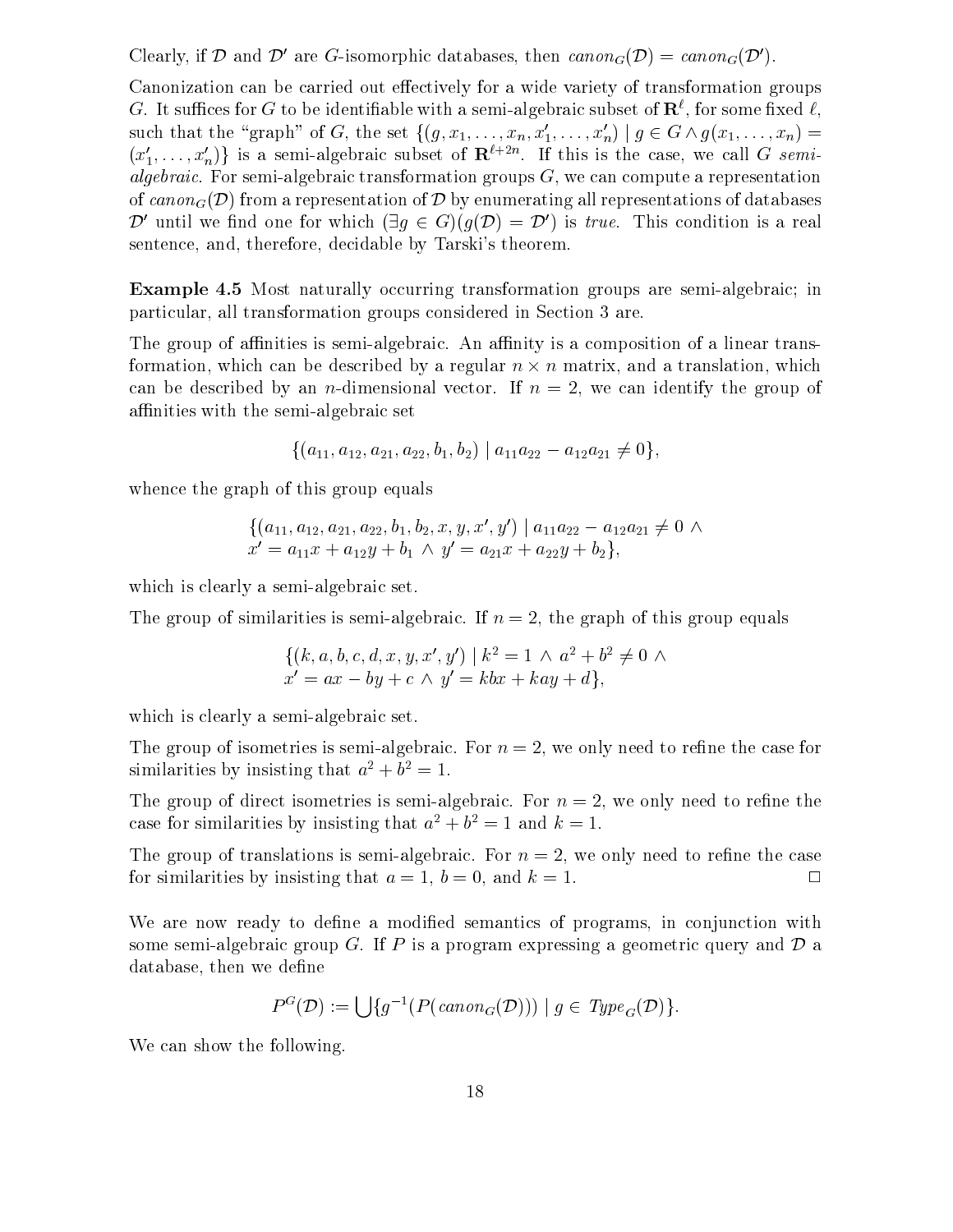Clearly, if $\mathcal{D}$ and $\mathcal{D}'$ are $G$-isomorphic databases, then $canon_G(\mathcal{D}) = canon_G(\mathcal{D}')$.

Canonization can be carried out effectively for a wide variety of transformation groups $G$. It suffices for $G$ to be identifiable with a semi-algebraic subset of $\mathbf{R}^\ell$, for some fixed $\ell$, such that the "graph" of $G$, the set $\{(g, x_1, \ldots, x_n, x'_1, \ldots, x'_n) \mid g \in G \wedge g(x_1, \ldots, x_n) = (x'_1, \ldots, x'_n)\}$ is a semi-algebraic subset of $\mathbf{R}^{\ell+2n}$. If this is the case, we call $G$ *semi-algebraic*. For semi-algebraic transformation groups $G$, we can compute a representation of $canon_G(\mathcal{D})$ from a representation of $\mathcal{D}$ by enumerating all representations of databases $\mathcal{D}'$ until we find one for which $(\exists g \in G)(g(\mathcal{D}) = \mathcal{D}')$ is *true*. This condition is a real sentence, and, therefore, decidable by Tarski's theorem.

**Example 4.5** Most naturally occurring transformation groups are semi-algebraic; in particular, all transformation groups considered in Section 3 are.

The group of affinities is semi-algebraic. An affinity is a composition of a linear transformation, which can be described by a regular $n \times n$ matrix, and a translation, which can be described by an $n$-dimensional vector. If $n = 2$, we can identify the group of affinities with the semi-algebraic set

$$\{(a_{11}, a_{12}, a_{21}, a_{22}, b_1, b_2) \mid a_{11}a_{22} - a_{12}a_{21} \neq 0\},$$

whence the graph of this group equals

$$\{(a_{11}, a_{12}, a_{21}, a_{22}, b_1, b_2, x, y, x', y') \mid a_{11}a_{22} - a_{12}a_{21} \neq 0 \wedge \\ x' = a_{11}x + a_{12}y + b_1 \wedge y' = a_{21}x + a_{22}y + b_2\},$$

which is clearly a semi-algebraic set.

The group of similarities is semi-algebraic. If $n = 2$, the graph of this group equals

$$\{(k, a, b, c, d, x, y, x', y') \mid k^2 = 1 \wedge a^2 + b^2 \neq 0 \wedge \\ x' = ax - by + c \wedge y' = kbx + kay + d\},$$

which is clearly a semi-algebraic set.

The group of isometries is semi-algebraic. For $n = 2$, we only need to refine the case for similarities by insisting that $a^2 + b^2 = 1$.

The group of direct isometries is semi-algebraic. For $n = 2$, we only need to refine the case for similarities by insisting that $a^2 + b^2 = 1$ and $k = 1$.

The group of translations is semi-algebraic. For $n = 2$, we only need to refine the case for similarities by insisting that $a = 1$, $b = 0$, and $k = 1$. □

We are now ready to define a modified semantics of programs, in conjunction with some semi-algebraic group $G$. If $P$ is a program expressing a geometric query and $\mathcal{D}$ a database, then we define

$$P^G(\mathcal{D}) := \bigcup \{g^{-1}(P(canon_G(\mathcal{D}))) \mid g \in Type_G(\mathcal{D})\}.$$

We can show the following.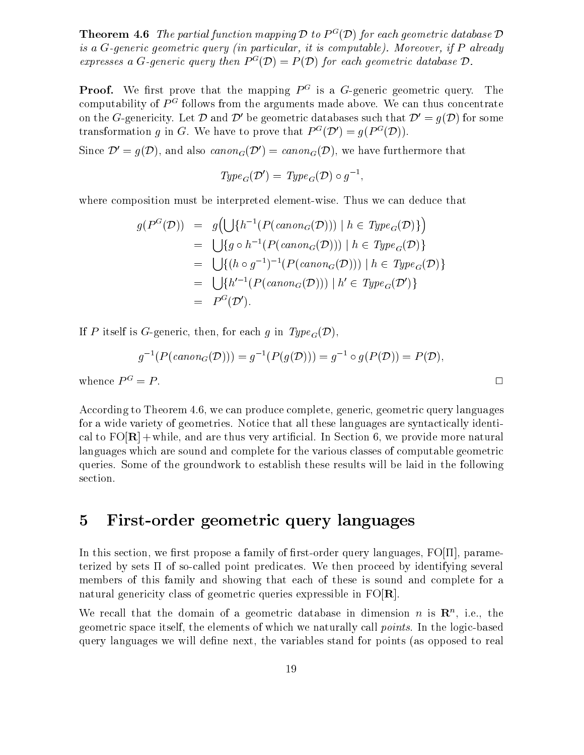**Theorem 4.6** *The partial function mapping $\mathcal{D}$ to $P^G(\mathcal{D})$ for each geometric database $\mathcal{D}$ is a $G$-generic geometric query (in particular, it is computable). Moreover, if $P$ already expresses a $G$-generic query then $P^G(\mathcal{D}) = P(\mathcal{D})$ for each geometric database $\mathcal{D}$.*

**Proof.** We first prove that the mapping $P^G$ is a $G$-generic geometric query. The computability of $P^G$ follows from the arguments made above. We can thus concentrate on the $G$-genericity. Let $\mathcal{D}$ and $\mathcal{D}'$ be geometric databases such that $\mathcal{D}' = g(\mathcal{D})$ for some transformation $g$ in $G$. We have to prove that $P^G(\mathcal{D}') = g(P^G(\mathcal{D}))$.

Since $\mathcal{D}' = g(\mathcal{D})$, and also $canon_G(\mathcal{D}') = canon_G(\mathcal{D})$, we have furthermore that

$$Type_G(\mathcal{D}') = Type_G(\mathcal{D}) \circ g^{-1},$$

where composition must be interpreted element-wise. Thus we can deduce that

$$\begin{aligned}
g(P^G(\mathcal{D})) &= g\big(\bigcup\{h^{-1}(P(canon_G(\mathcal{D}))) \mid h \in Type_G(\mathcal{D})\}\big) \\
&= \bigcup\{g \circ h^{-1}(P(canon_G(\mathcal{D}))) \mid h \in Type_G(\mathcal{D})\} \\
&= \bigcup\{(h \circ g^{-1})^{-1}(P(canon_G(\mathcal{D}))) \mid h \in Type_G(\mathcal{D})\} \\
&= \bigcup\{h'^{-1}(P(canon_G(\mathcal{D}))) \mid h' \in Type_G(\mathcal{D}')\} \\
&= P^G(\mathcal{D}').
\end{aligned}$$

If $P$ itself is $G$-generic, then, for each $g$ in $Type_G(\mathcal{D})$,

$$g^{-1}(P(canon_G(\mathcal{D}))) = g^{-1}(P(g(\mathcal{D}))) = g^{-1} \circ g(P(\mathcal{D})) = P(\mathcal{D}),$$

whence $P^G = P$. $\square$

According to Theorem 4.6, we can produce complete, generic, geometric query languages for a wide variety of geometries. Notice that all these languages are syntactically identical to FO[$\mathbf{R}$]+while, and are thus very artificial. In Section 6, we provide more natural languages which are sound and complete for the various classes of computable geometric queries. Some of the groundwork to establish these results will be laid in the following section.

# 5 First-order geometric query languages

In this section, we first propose a family of first-order query languages, FO[$\Pi$], parameterized by sets $\Pi$ of so-called point predicates. We then proceed by identifying several members of this family and showing that each of these is sound and complete for a natural genericity class of geometric queries expressible in FO[$\mathbf{R}$].

We recall that the domain of a geometric database in dimension $n$ is $\mathbf{R}^n$, i.e., the geometric space itself, the elements of which we naturally call *points*. In the logic-based query languages we will define next, the variables stand for points (as opposed to real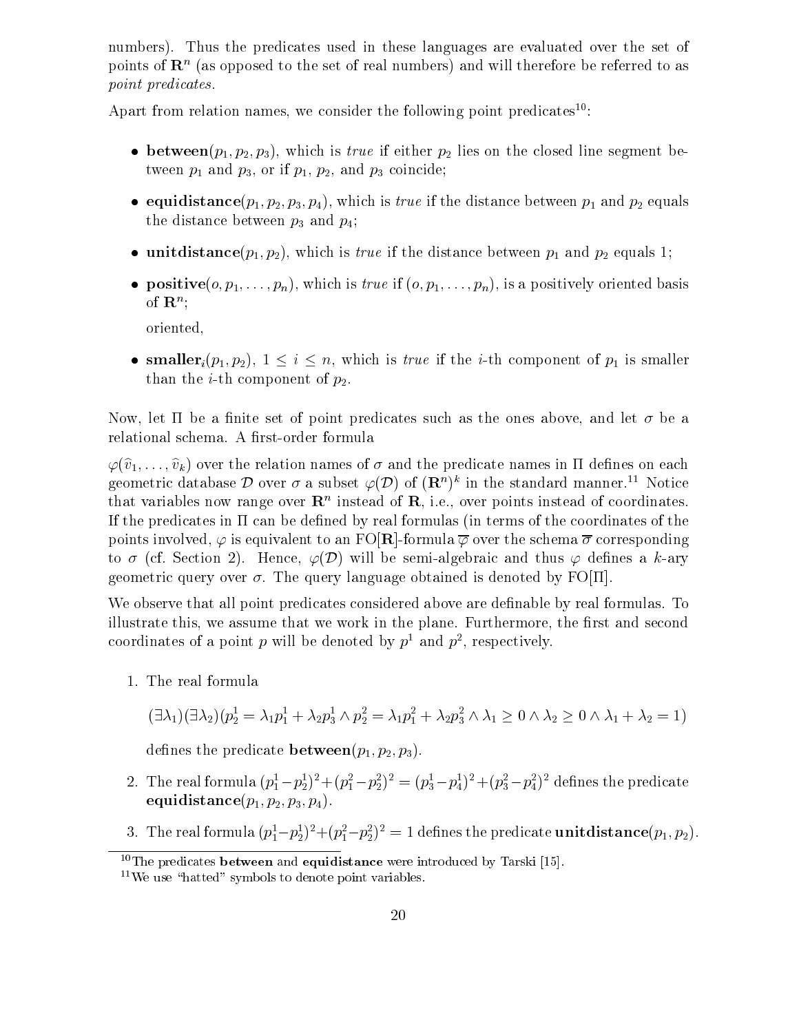numbers). Thus the predicates used in these languages are evaluated over the set of points of $\mathbf{R}^n$ (as opposed to the set of real numbers) and will therefore be referred to as *point predicates*.

Apart from relation names, we consider the following point predicates[10]:

- **between**$(p_1, p_2, p_3)$, which is *true* if either $p_2$ lies on the closed line segment between $p_1$ and $p_3$, or if $p_1$, $p_2$, and $p_3$ coincide;
- **equidistance**$(p_1, p_2, p_3, p_4)$, which is *true* if the distance between $p_1$ and $p_2$ equals the distance between $p_3$ and $p_4$;
- **unitdistance**$(p_1, p_2)$, which is *true* if the distance between $p_1$ and $p_2$ equals 1;
- **positive**$(o, p_1, \ldots, p_n)$, which is *true* if $(o, p_1, \ldots, p_n)$, is a positively oriented basis of $\mathbf{R}^n$;

  oriented,
- **smaller**$_i(p_1, p_2)$, $1 \leq i \leq n$, which is *true* if the $i$-th component of $p_1$ is smaller than the $i$-th component of $p_2$.

Now, let $\Pi$ be a finite set of point predicates such as the ones above, and let $\sigma$ be a relational schema. A first-order formula

$\varphi(\widehat{v}_1, \ldots, \widehat{v}_k)$ over the relation names of $\sigma$ and the predicate names in $\Pi$ defines on each geometric database $\mathcal{D}$ over $\sigma$ a subset $\varphi(\mathcal{D})$ of $(\mathbf{R}^n)^k$ in the standard manner.[11] Notice that variables now range over $\mathbf{R}^n$ instead of $\mathbf{R}$, i.e., over points instead of coordinates. If the predicates in $\Pi$ can be defined by real formulas (in terms of the coordinates of the points involved, $\varphi$ is equivalent to an FO[$\mathbf{R}$]-formula $\overline{\varphi}$ over the schema $\overline{\sigma}$ corresponding to $\sigma$ (cf. Section 2). Hence, $\varphi(\mathcal{D})$ will be semi-algebraic and thus $\varphi$ defines a $k$-ary geometric query over $\sigma$. The query language obtained is denoted by FO[$\Pi$].

We observe that all point predicates considered above are definable by real formulas. To illustrate this, we assume that we work in the plane. Furthermore, the first and second coordinates of a point $p$ will be denoted by $p^1$ and $p^2$, respectively.

1. The real formula

   $$(\exists\lambda_1)(\exists\lambda_2)(p_2^1 = \lambda_1 p_1^1 + \lambda_2 p_3^1 \wedge p_2^2 = \lambda_1 p_1^2 + \lambda_2 p_3^2 \wedge \lambda_1 \geq 0 \wedge \lambda_2 \geq 0 \wedge \lambda_1 + \lambda_2 = 1)$$

   defines the predicate **between**$(p_1, p_2, p_3)$.

2. The real formula $(p_1^1 - p_2^1)^2 + (p_1^2 - p_2^2)^2 = (p_3^1 - p_4^1)^2 + (p_3^2 - p_4^2)^2$ defines the predicate **equidistance**$(p_1, p_2, p_3, p_4)$.

3. The real formula $(p_1^1 - p_2^1)^2 + (p_1^2 - p_2^2)^2 = 1$ defines the predicate **unitdistance**$(p_1, p_2)$.

[10] The predicates **between** and **equidistance** were introduced by Tarski [15].

[11] We use "hatted" symbols to denote point variables.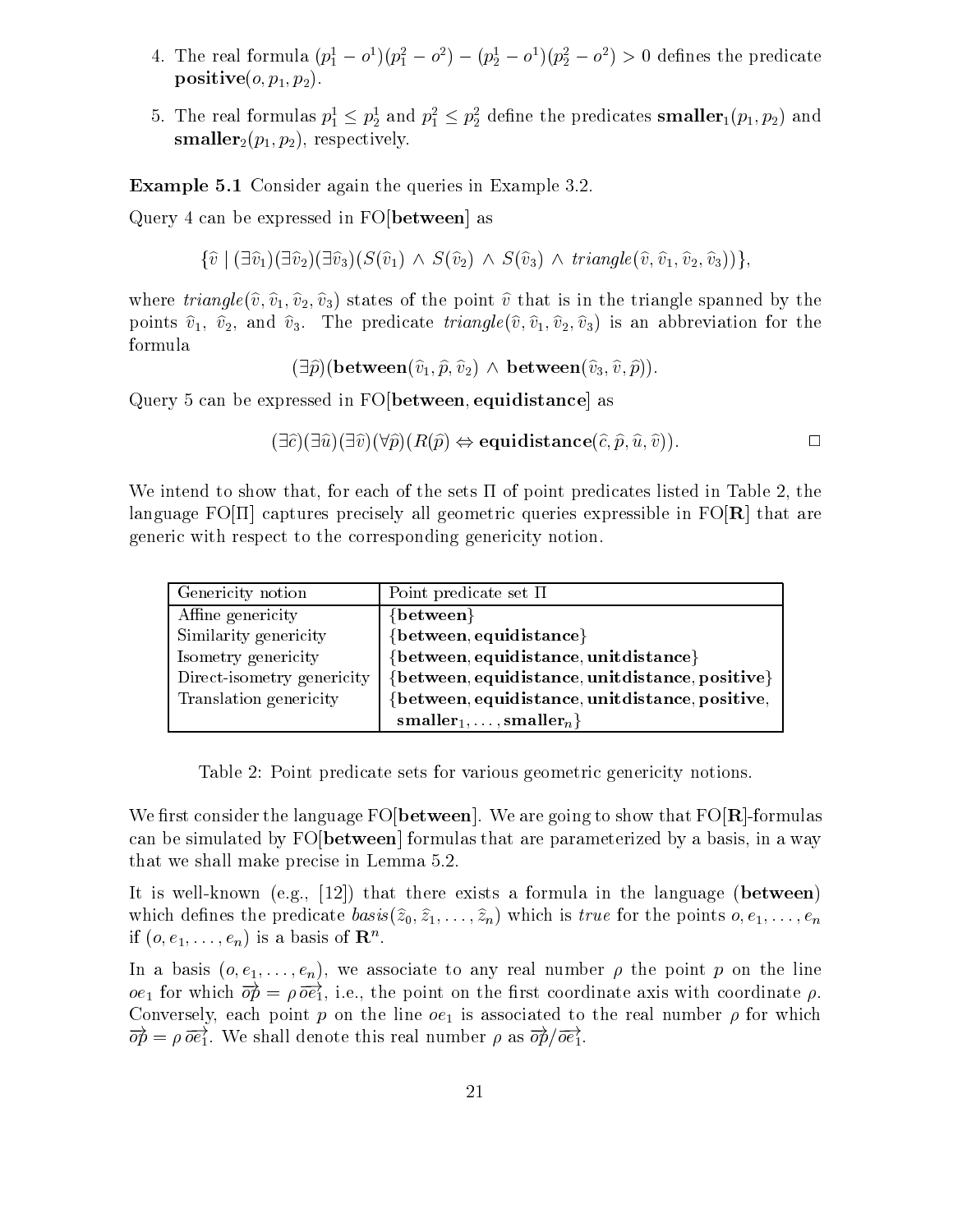4. The real formula $(p_1^1 - o^1)(p_1^2 - o^2) - (p_2^1 - o^1)(p_2^2 - o^2) > 0$ defines the predicate $\mathbf{positive}(o, p_1, p_2)$.

5. The real formulas $p_1^1 \leq p_2^1$ and $p_1^2 \leq p_2^2$ define the predicates $\mathbf{smaller}_1(p_1, p_2)$ and $\mathbf{smaller}_2(p_1, p_2)$, respectively.

**Example 5.1** Consider again the queries in Example 3.2.

Query 4 can be expressed in FO[**between**] as

$$\{\widehat{v} \mid (\exists \widehat{v}_1)(\exists \widehat{v}_2)(\exists \widehat{v}_3)(S(\widehat{v}_1) \wedge S(\widehat{v}_2) \wedge S(\widehat{v}_3) \wedge \mathit{triangle}(\widehat{v}, \widehat{v}_1, \widehat{v}_2, \widehat{v}_3))\},$$

where $\mathit{triangle}(\widehat{v}, \widehat{v}_1, \widehat{v}_2, \widehat{v}_3)$ states of the point $\widehat{v}$ that is in the triangle spanned by the points $\widehat{v}_1$, $\widehat{v}_2$, and $\widehat{v}_3$. The predicate $\mathit{triangle}(\widehat{v}, \widehat{v}_1, \widehat{v}_2, \widehat{v}_3)$ is an abbreviation for the formula

$$(\exists \widehat{p})(\mathbf{between}(\widehat{v}_1, \widehat{p}, \widehat{v}_2) \wedge \mathbf{between}(\widehat{v}_3, \widehat{v}, \widehat{p})).$$

Query 5 can be expressed in FO[**between**, **equidistance**] as

$$(\exists \widehat{c})(\exists \widehat{u})(\exists \widehat{v})(\forall \widehat{p})(R(\widehat{p}) \Leftrightarrow \mathbf{equidistance}(\widehat{c}, \widehat{p}, \widehat{u}, \widehat{v})).$$

□

We intend to show that, for each of the sets $\Pi$ of point predicates listed in Table 2, the language FO[$\Pi$] captures precisely all geometric queries expressible in FO[$\mathbf{R}$] that are generic with respect to the corresponding genericity notion.

| Genericity notion | Point predicate set $\Pi$ |
|---|---|
| Affine genericity | {**between**} |
| Similarity genericity | {**between**, **equidistance**} |
| Isometry genericity | {**between**, **equidistance**, **unitdistance**} |
| Direct-isometry genericity | {**between**, **equidistance**, **unitdistance**, **positive**} |
| Translation genericity | {**between**, **equidistance**, **unitdistance**, **positive**, $\mathbf{smaller}_1, \ldots, \mathbf{smaller}_n$} |

Table 2: Point predicate sets for various geometric genericity notions.

We first consider the language FO[**between**]. We are going to show that FO[$\mathbf{R}$]-formulas can be simulated by FO[**between**] formulas that are parameterized by a basis, in a way that we shall make precise in Lemma 5.2.

It is well-known (e.g., [12]) that there exists a formula in the language (**between**) which defines the predicate $\mathit{basis}(\widehat{z}_0, \widehat{z}_1, \ldots, \widehat{z}_n)$ which is *true* for the points $o, e_1, \ldots, e_n$ if $(o, e_1, \ldots, e_n)$ is a basis of $\mathbf{R}^n$.

In a basis $(o, e_1, \ldots, e_n)$, we associate to any real number $\rho$ the point $p$ on the line $oe_1$ for which $\overrightarrow{op} = \rho\, \overrightarrow{oe_1}$, i.e., the point on the first coordinate axis with coordinate $\rho$. Conversely, each point $p$ on the line $oe_1$ is associated to the real number $\rho$ for which $\overrightarrow{op} = \rho\, \overrightarrow{oe_1}$. We shall denote this real number $\rho$ as $\overrightarrow{op}/\overrightarrow{oe_1}$.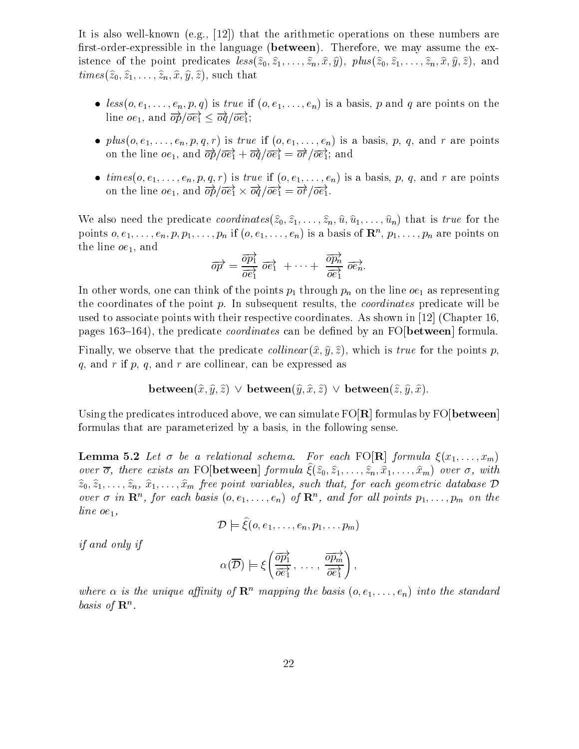It is also well-known (e.g., [12]) that the arithmetic operations on these numbers are first-order-expressible in the language (**between**). Therefore, we may assume the existence of the point predicates $less(\widehat{z}_0, \widehat{z}_1, \ldots, \widehat{z}_n, \widehat{x}, \widehat{y})$, $plus(\widehat{z}_0, \widehat{z}_1, \ldots, \widehat{z}_n, \widehat{x}, \widehat{y}, \widehat{z})$, and $times(\widehat{z}_0, \widehat{z}_1, \ldots, \widehat{z}_n, \widehat{x}, \widehat{y}, \widehat{z})$, such that

- $less(o, e_1, \ldots, e_n, p, q)$ is *true* if $(o, e_1, \ldots, e_n)$ is a basis, $p$ and $q$ are points on the line $oe_1$, and $\overrightarrow{op}/\overrightarrow{oe_1} \leq \overrightarrow{oq}/\overrightarrow{oe_1}$;
- $plus(o, e_1, \ldots, e_n, p, q, r)$ is *true* if $(o, e_1, \ldots, e_n)$ is a basis, $p$, $q$, and $r$ are points on the line $oe_1$, and $\overrightarrow{op}/\overrightarrow{oe_1} + \overrightarrow{oq}/\overrightarrow{oe_1} = \overrightarrow{or}/\overrightarrow{oe_1}$; and
- $times(o, e_1, \ldots, e_n, p, q, r)$ is *true* if $(o, e_1, \ldots, e_n)$ is a basis, $p$, $q$, and $r$ are points on the line $oe_1$, and $\overrightarrow{op}/\overrightarrow{oe_1} \times \overrightarrow{oq}/\overrightarrow{oe_1} = \overrightarrow{or}/\overrightarrow{oe_1}$.

We also need the predicate $coordinates(\widehat{z}_0, \widehat{z}_1, \ldots, \widehat{z}_n, \widehat{u}, \widehat{u}_1, \ldots, \widehat{u}_n)$ that is *true* for the points $o, e_1, \ldots, e_n, p, p_1, \ldots, p_n$ if $(o, e_1, \ldots, e_n)$ is a basis of $\mathbf{R}^n$, $p_1, \ldots, p_n$ are points on the line $oe_1$, and

$$\overrightarrow{op} = \frac{\overrightarrow{op_1}}{\overrightarrow{oe_1}}\, \overrightarrow{oe_1} \; + \cdots + \; \frac{\overrightarrow{op_n}}{\overrightarrow{oe_1}}\, \overrightarrow{oe_n}.$$

In other words, one can think of the points $p_1$ through $p_n$ on the line $oe_1$ as representing the coordinates of the point $p$. In subsequent results, the *coordinates* predicate will be used to associate points with their respective coordinates. As shown in [12] (Chapter 16, pages 163–164), the predicate *coordinates* can be defined by an FO[**between**] formula.

Finally, we observe that the predicate $collinear(\widehat{x}, \widehat{y}, \widehat{z})$, which is *true* for the points $p$, $q$, and $r$ if $p$, $q$, and $r$ are collinear, can be expressed as

$$\mathbf{between}(\widehat{x}, \widehat{y}, \widehat{z}) \;\vee\; \mathbf{between}(\widehat{y}, \widehat{x}, \widehat{z}) \;\vee\; \mathbf{between}(\widehat{z}, \widehat{y}, \widehat{x}).$$

Using the predicates introduced above, we can simulate FO[**R**] formulas by FO[**between**] formulas that are parameterized by a basis, in the following sense.

**Lemma 5.2** *Let $\sigma$ be a relational schema. For each* FO[**R**] *formula $\xi(x_1, \ldots, x_m)$ over $\overline{\sigma}$, there exists an* FO[**between**] *formula $\widehat{\xi}(\widehat{z}_0, \widehat{z}_1, \ldots, \widehat{z}_n, \widehat{x}_1, \ldots, \widehat{x}_m)$ over $\sigma$, with $\widehat{z}_0, \widehat{z}_1, \ldots, \widehat{z}_n$, $\widehat{x}_1, \ldots, \widehat{x}_m$ free point variables, such that, for each geometric database $\mathcal{D}$ over $\sigma$ in $\mathbf{R}^n$, for each basis $(o, e_1, \ldots, e_n)$ of $\mathbf{R}^n$, and for all points $p_1, \ldots, p_m$ on the line $oe_1$,*

$$\mathcal{D} \models \widehat{\xi}(o, e_1, \ldots, e_n, p_1, \ldots p_m)$$

*if and only if*

$$\alpha(\overline{\mathcal{D}}) \models \xi\left(\frac{\overrightarrow{op_1}}{\overrightarrow{oe_1}}, \ldots, \frac{\overrightarrow{op_m}}{\overrightarrow{oe_1}}\right),$$

*where $\alpha$ is the unique affinity of $\mathbf{R}^n$ mapping the basis $(o, e_1, \ldots, e_n)$ into the standard basis of $\mathbf{R}^n$.*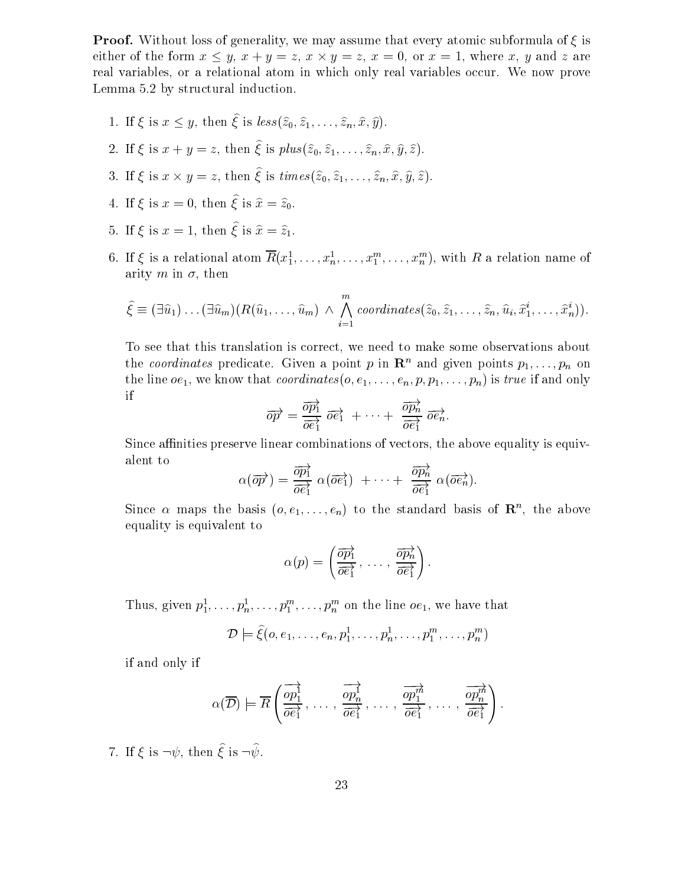**Proof.** Without loss of generality, we may assume that every atomic subformula of $\xi$ is either of the form $x \leq y$, $x + y = z$, $x \times y = z$, $x = 0$, or $x = 1$, where $x$, $y$ and $z$ are real variables, or a relational atom in which only real variables occur. We now prove Lemma 5.2 by structural induction.

1. If $\xi$ is $x \leq y$, then $\widehat{\xi}$ is $\mathit{less}(\widehat{z}_0, \widehat{z}_1, \ldots, \widehat{z}_n, \widehat{x}, \widehat{y})$.

2. If $\xi$ is $x + y = z$, then $\widehat{\xi}$ is $\mathit{plus}(\widehat{z}_0, \widehat{z}_1, \ldots, \widehat{z}_n, \widehat{x}, \widehat{y}, \widehat{z})$.

3. If $\xi$ is $x \times y = z$, then $\widehat{\xi}$ is $\mathit{times}(\widehat{z}_0, \widehat{z}_1, \ldots, \widehat{z}_n, \widehat{x}, \widehat{y}, \widehat{z})$.

4. If $\xi$ is $x = 0$, then $\widehat{\xi}$ is $\widehat{x} = \widehat{z}_0$.

5. If $\xi$ is $x = 1$, then $\widehat{\xi}$ is $\widehat{x} = \widehat{z}_1$.

6. If $\xi$ is a relational atom $\overline{R}(x_1^1, \ldots, x_n^1, \ldots, x_1^m, \ldots, x_n^m)$, with $R$ a relation name of arity $m$ in $\sigma$, then

$$\widehat{\xi} \equiv (\exists \widehat{u}_1) \ldots (\exists \widehat{u}_m)(R(\widehat{u}_1, \ldots, \widehat{u}_m) \wedge \bigwedge_{i=1}^{m} \mathit{coordinates}(\widehat{z}_0, \widehat{z}_1, \ldots, \widehat{z}_n, \widehat{u}_i, \widehat{x}_1^i, \ldots, \widehat{x}_n^i)).$$

   To see that this translation is correct, we need to make some observations about the *coordinates* predicate. Given a point $p$ in $\mathbf{R}^n$ and given points $p_1, \ldots, p_n$ on the line $oe_1$, we know that $\mathit{coordinates}(o, e_1, \ldots, e_n, p, p_1, \ldots, p_n)$ is *true* if and only if

$$\overrightarrow{op} = \frac{\overrightarrow{op_1}}{\overrightarrow{oe_1}}\, \overrightarrow{oe_1} \; + \cdots + \; \frac{\overrightarrow{op_n}}{\overrightarrow{oe_1}}\, \overrightarrow{oe_n}.$$

   Since affinities preserve linear combinations of vectors, the above equality is equivalent to

$$\alpha(\overrightarrow{op}) = \frac{\overrightarrow{op_1}}{\overrightarrow{oe_1}}\, \alpha(\overrightarrow{oe_1}) \; + \cdots + \; \frac{\overrightarrow{op_n}}{\overrightarrow{oe_1}}\, \alpha(\overrightarrow{oe_n}).$$

   Since $\alpha$ maps the basis $(o, e_1, \ldots, e_n)$ to the standard basis of $\mathbf{R}^n$, the above equality is equivalent to

$$\alpha(p) = \left( \frac{\overrightarrow{op_1}}{\overrightarrow{oe_1}}, \ldots, \frac{\overrightarrow{op_n}}{\overrightarrow{oe_1}} \right).$$

   Thus, given $p_1^1, \ldots, p_n^1, \ldots, p_1^m, \ldots, p_n^m$ on the line $oe_1$, we have that

$$\mathcal{D} \models \widehat{\xi}(o, e_1, \ldots, e_n, p_1^1, \ldots, p_n^1, \ldots, p_1^m, \ldots, p_n^m)$$

   if and only if

$$\alpha(\overline{\mathcal{D}}) \models \overline{R}\left( \frac{\overrightarrow{op_1^1}}{\overrightarrow{oe_1}}, \ldots, \frac{\overrightarrow{op_n^1}}{\overrightarrow{oe_1}}, \ldots, \frac{\overrightarrow{op_1^m}}{\overrightarrow{oe_1}}, \ldots, \frac{\overrightarrow{op_n^m}}{\overrightarrow{oe_1}} \right).$$

7. If $\xi$ is $\neg\psi$, then $\widehat{\xi}$ is $\neg\widehat{\psi}$.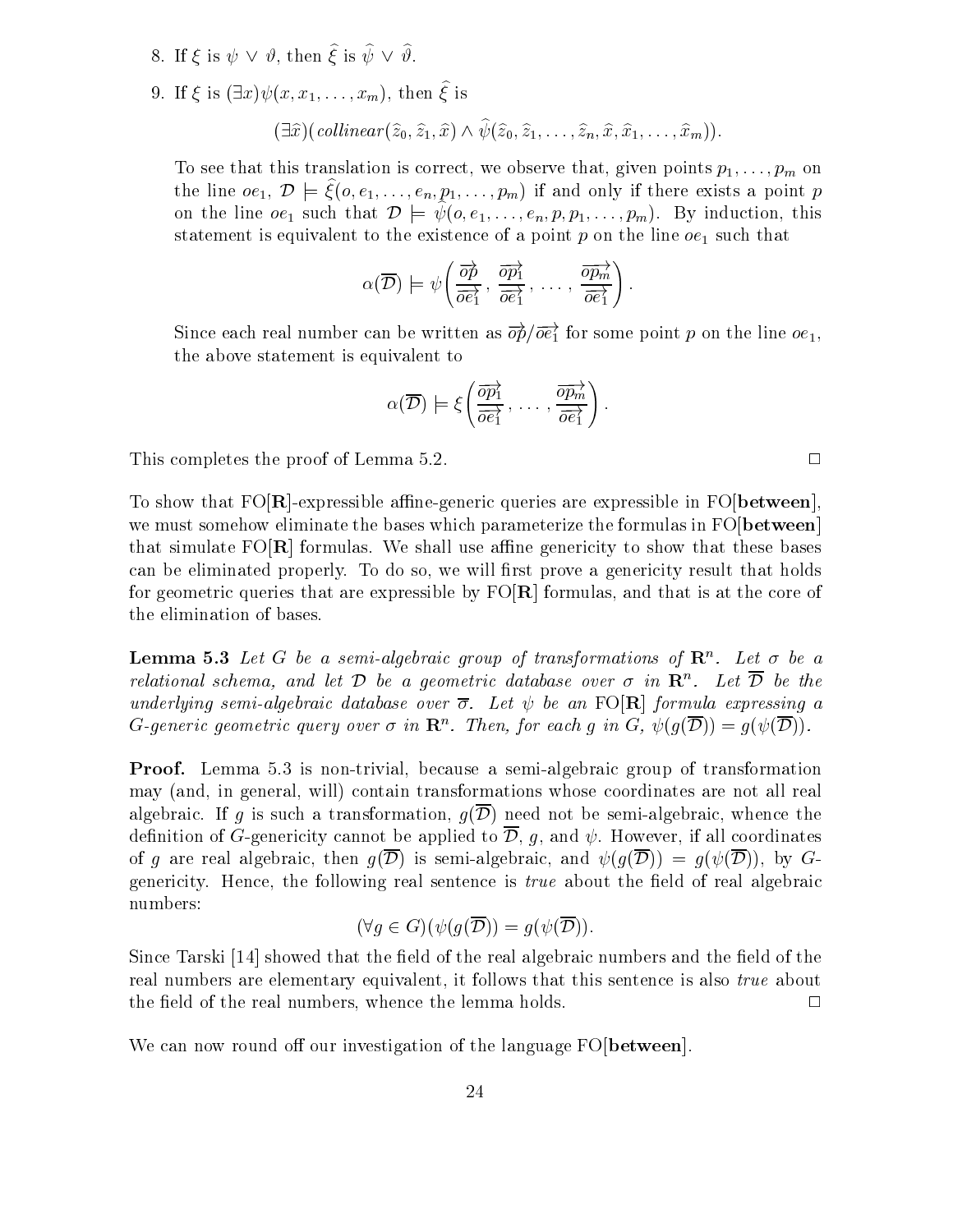8. If $\xi$ is $\psi \vee \vartheta$, then $\widehat{\xi}$ is $\widehat{\psi} \vee \widehat{\vartheta}$.

9. If $\xi$ is $(\exists x)\psi(x, x_1, \ldots, x_m)$, then $\widehat{\xi}$ is

$$(\exists \widehat{x})(\mathit{collinear}(\widehat{z}_0, \widehat{z}_1, \widehat{x}) \wedge \widehat{\psi}(\widehat{z}_0, \widehat{z}_1, \ldots, \widehat{z}_n, \widehat{x}, \widehat{x}_1, \ldots, \widehat{x}_m)).$$

To see that this translation is correct, we observe that, given points $p_1, \ldots, p_m$ on the line $oe_1$, $\mathcal{D} \models \widehat{\xi}(o, e_1, \ldots, e_n, p_1, \ldots, p_m)$ if and only if there exists a point $p$ on the line $oe_1$ such that $\mathcal{D} \models \widehat{\psi}(o, e_1, \ldots, e_n, p, p_1, \ldots, p_m)$. By induction, this statement is equivalent to the existence of a point $p$ on the line $oe_1$ such that

$$\alpha(\overline{\mathcal{D}}) \models \psi\left(\frac{\overrightarrow{op}}{\overrightarrow{oe_1}}, \frac{\overrightarrow{op_1}}{\overrightarrow{oe_1}}, \ldots, \frac{\overrightarrow{op_m}}{\overrightarrow{oe_1}}\right).$$

Since each real number can be written as $\overrightarrow{op}/\overrightarrow{oe_1}$ for some point $p$ on the line $oe_1$, the above statement is equivalent to

$$\alpha(\overline{\mathcal{D}}) \models \xi\left(\frac{\overrightarrow{op_1}}{\overrightarrow{oe_1}}, \ldots, \frac{\overrightarrow{op_m}}{\overrightarrow{oe_1}}\right).$$

This completes the proof of Lemma 5.2. □

To show that FO[**R**]-expressible affine-generic queries are expressible in FO[**between**], we must somehow eliminate the bases which parameterize the formulas in FO[**between**] that simulate FO[**R**] formulas. We shall use affine genericity to show that these bases can be eliminated properly. To do so, we will first prove a genericity result that holds for geometric queries that are expressible by FO[**R**] formulas, and that is at the core of the elimination of bases.

**Lemma 5.3** *Let $G$ be a semi-algebraic group of transformations of $\mathbf{R}^n$. Let $\sigma$ be a relational schema, and let $\mathcal{D}$ be a geometric database over $\sigma$ in $\mathbf{R}^n$. Let $\overline{\mathcal{D}}$ be the underlying semi-algebraic database over $\overline{\sigma}$. Let $\psi$ be an* FO[**R**] *formula expressing a $G$-generic geometric query over $\sigma$ in $\mathbf{R}^n$. Then, for each $g$ in $G$, $\psi(g(\overline{\mathcal{D}})) = g(\psi(\overline{\mathcal{D}}))$.*

**Proof.** Lemma 5.3 is non-trivial, because a semi-algebraic group of transformation may (and, in general, will) contain transformations whose coordinates are not all real algebraic. If $g$ is such a transformation, $g(\overline{\mathcal{D}})$ need not be semi-algebraic, whence the definition of $G$-genericity cannot be applied to $\overline{\mathcal{D}}$, $g$, and $\psi$. However, if all coordinates of $g$ are real algebraic, then $g(\overline{\mathcal{D}})$ is semi-algebraic, and $\psi(g(\overline{\mathcal{D}})) = g(\psi(\overline{\mathcal{D}}))$, by $G$-genericity. Hence, the following real sentence is *true* about the field of real algebraic numbers:

$$(\forall g \in G)(\psi(g(\overline{\mathcal{D}})) = g(\psi(\overline{\mathcal{D}})).$$

Since Tarski [14] showed that the field of the real algebraic numbers and the field of the real numbers are elementary equivalent, it follows that this sentence is also *true* about the field of the real numbers, whence the lemma holds. □

We can now round off our investigation of the language FO[**between**].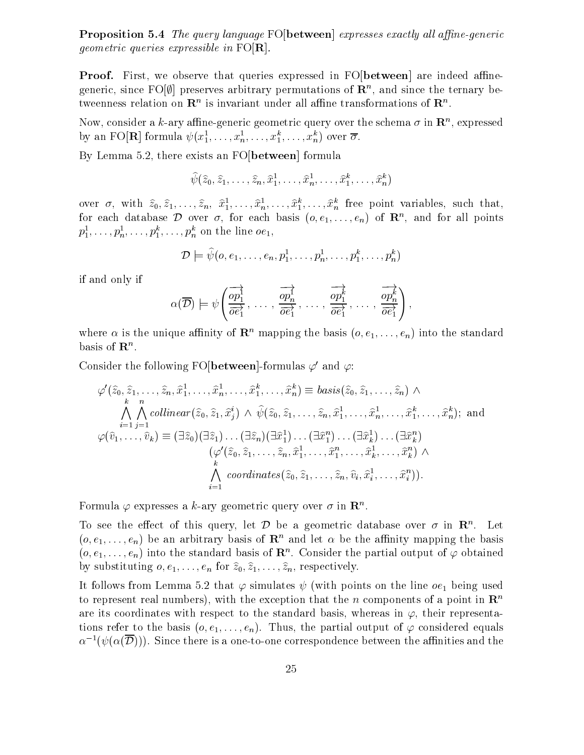**Proposition 5.4** *The query language* FO[**between**] *expresses exactly all affine-generic geometric queries expressible in* FO[**R**].

**Proof.** First, we observe that queries expressed in FO[**between**] are indeed affine-generic, since FO[$\emptyset$] preserves arbitrary permutations of $\mathbf{R}^n$, and since the ternary betweenness relation on $\mathbf{R}^n$ is invariant under all affine transformations of $\mathbf{R}^n$.

Now, consider a $k$-ary affine-generic geometric query over the schema $\sigma$ in $\mathbf{R}^n$, expressed by an FO[**R**] formula $\psi(x_1^1, \ldots, x_n^1, \ldots, x_1^k, \ldots, x_n^k)$ over $\overline{\sigma}$.

By Lemma 5.2, there exists an FO[**between**] formula

$$\widehat{\psi}(\widehat{z}_0, \widehat{z}_1, \ldots, \widehat{z}_n, \widehat{x}_1^1, \ldots, \widehat{x}_n^1, \ldots, \widehat{x}_1^k, \ldots, \widehat{x}_n^k)$$

over $\sigma$, with $\widehat{z}_0, \widehat{z}_1, \ldots, \widehat{z}_n$, $\widehat{x}_1^1, \ldots, \widehat{x}_n^1, \ldots, \widehat{x}_1^k, \ldots, \widehat{x}_n^k$ free point variables, such that, for each database $\mathcal{D}$ over $\sigma$, for each basis $(o, e_1, \ldots, e_n)$ of $\mathbf{R}^n$, and for all points $p_1^1, \ldots, p_n^1, \ldots, p_1^k, \ldots, p_n^k$ on the line $oe_1$,

$$\mathcal{D} \models \widehat{\psi}(o, e_1, \ldots, e_n, p_1^1, \ldots, p_n^1, \ldots, p_1^k, \ldots, p_n^k)$$

if and only if

$$\alpha(\overline{\mathcal{D}}) \models \psi\left(\frac{\overrightarrow{op_1^1}}{\overrightarrow{oe_1}}, \ldots, \frac{\overrightarrow{op_n^1}}{\overrightarrow{oe_1}}, \ldots, \frac{\overrightarrow{op_1^k}}{\overrightarrow{oe_1}}, \ldots, \frac{\overrightarrow{op_n^k}}{\overrightarrow{oe_1}}\right),$$

where $\alpha$ is the unique affinity of $\mathbf{R}^n$ mapping the basis $(o, e_1, \ldots, e_n)$ into the standard basis of $\mathbf{R}^n$.

Consider the following FO[**between**]-formulas $\varphi'$ and $\varphi$:

$$\begin{aligned}
\varphi'(\widehat{z}_0, \widehat{z}_1, \ldots, \widehat{z}_n, \widehat{x}_1^1, \ldots, \widehat{x}_n^1, \ldots, \widehat{x}_1^k, \ldots, \widehat{x}_n^k) &\equiv \mathit{basis}(\widehat{z}_0, \widehat{z}_1, \ldots, \widehat{z}_n) \wedge \\
\bigwedge_{i=1}^{k} \bigwedge_{j=1}^{n} \mathit{collinear}(\widehat{z}_0, \widehat{z}_1, \widehat{x}_j^i) &\wedge \widehat{\psi}(\widehat{z}_0, \widehat{z}_1, \ldots, \widehat{z}_n, \widehat{x}_1^1, \ldots, \widehat{x}_n^1, \ldots, \widehat{x}_1^k, \ldots, \widehat{x}_n^k); \text{ and} \\
\varphi(\widehat{v}_1, \ldots, \widehat{v}_k) \equiv (\exists \widehat{z}_0)(\exists \widehat{z}_1) \ldots (\exists \widehat{z}_n)&(\exists \widehat{x}_1^1) \ldots (\exists \widehat{x}_1^n) \ldots (\exists \widehat{x}_k^1) \ldots (\exists \widehat{x}_k^n) \\
&(\varphi'(\widehat{z}_0, \widehat{z}_1, \ldots, \widehat{z}_n, \widehat{x}_1^1, \ldots, \widehat{x}_1^n, \ldots, \widehat{x}_k^1, \ldots, \widehat{x}_k^n) \wedge \\
&\bigwedge_{i=1}^{k} \mathit{coordinates}(\widehat{z}_0, \widehat{z}_1, \ldots, \widehat{z}_n, \widehat{v}_i, \widehat{x}_i^1, \ldots, \widehat{x}_i^n)).
\end{aligned}$$

Formula $\varphi$ expresses a $k$-ary geometric query over $\sigma$ in $\mathbf{R}^n$.

To see the effect of this query, let $\mathcal{D}$ be a geometric database over $\sigma$ in $\mathbf{R}^n$. Let $(o, e_1, \ldots, e_n)$ be an arbitrary basis of $\mathbf{R}^n$ and let $\alpha$ be the affinity mapping the basis $(o, e_1, \ldots, e_n)$ into the standard basis of $\mathbf{R}^n$. Consider the partial output of $\varphi$ obtained by substituting $o, e_1, \ldots, e_n$ for $\widehat{z}_0, \widehat{z}_1, \ldots, \widehat{z}_n$, respectively.

It follows from Lemma 5.2 that $\varphi$ simulates $\psi$ (with points on the line $oe_1$ being used to represent real numbers), with the exception that the $n$ components of a point in $\mathbf{R}^n$ are its coordinates with respect to the standard basis, whereas in $\varphi$, their representations refer to the basis $(o, e_1, \ldots, e_n)$. Thus, the partial output of $\varphi$ considered equals $\alpha^{-1}(\psi(\alpha(\overline{\mathcal{D}})))$. Since there is a one-to-one correspondence between the affinities and the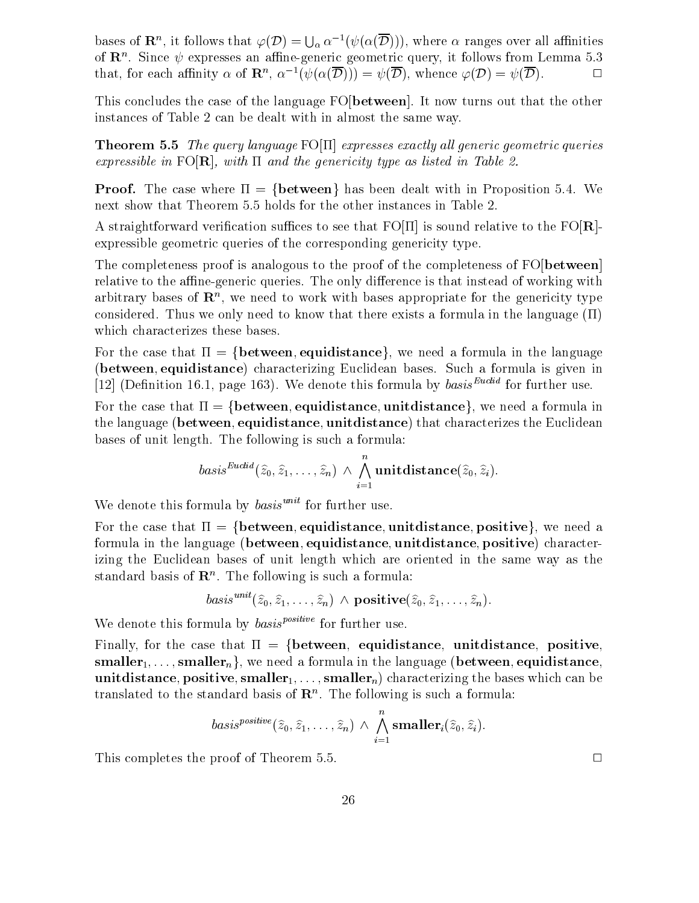bases of $\mathbf{R}^n$, it follows that $\varphi(\mathcal{D}) = \bigcup_\alpha \alpha^{-1}(\psi(\alpha(\overline{\mathcal{D}})))$, where $\alpha$ ranges over all affinities of $\mathbf{R}^n$. Since $\psi$ expresses an affine-generic geometric query, it follows from Lemma 5.3 that, for each affinity $\alpha$ of $\mathbf{R}^n$, $\alpha^{-1}(\psi(\alpha(\overline{\mathcal{D}}))) = \psi(\overline{\mathcal{D}})$, whence $\varphi(\mathcal{D}) = \psi(\overline{\mathcal{D}})$. □

This concludes the case of the language FO[**between**]. It now turns out that the other instances of Table 2 can be dealt with in almost the same way.

**Theorem 5.5** *The query language* FO[Π] *expresses exactly all generic geometric queries expressible in* FO[**R**]*, with* Π *and the genericity type as listed in Table 2.*

**Proof.** The case where $\Pi = \{\textbf{between}\}$ has been dealt with in Proposition 5.4. We next show that Theorem 5.5 holds for the other instances in Table 2.

A straightforward verification suffices to see that FO[Π] is sound relative to the FO[**R**]-expressible geometric queries of the corresponding genericity type.

The completeness proof is analogous to the proof of the completeness of FO[**between**] relative to the affine-generic queries. The only difference is that instead of working with arbitrary bases of $\mathbf{R}^n$, we need to work with bases appropriate for the genericity type considered. Thus we only need to know that there exists a formula in the language (Π) which characterizes these bases.

For the case that $\Pi = \{\textbf{between}, \textbf{equidistance}\}$, we need a formula in the language (**between**, **equidistance**) characterizing Euclidean bases. Such a formula is given in [12] (Definition 16.1, page 163). We denote this formula by $basis^{Euclid}$ for further use.

For the case that $\Pi = \{\textbf{between}, \textbf{equidistance}, \textbf{unitdistance}\}$, we need a formula in the language (**between**, **equidistance**, **unitdistance**) that characterizes the Euclidean bases of unit length. The following is such a formula:

$$basis^{Euclid}(\hat{z}_0, \hat{z}_1, \ldots, \hat{z}_n) \wedge \bigwedge_{i=1}^{n} \textbf{unitdistance}(\hat{z}_0, \hat{z}_i).$$

We denote this formula by $basis^{unit}$ for further use.

For the case that $\Pi = \{\textbf{between}, \textbf{equidistance}, \textbf{unitdistance}, \textbf{positive}\}$, we need a formula in the language (**between**, **equidistance**, **unitdistance**, **positive**) characterizing the Euclidean bases of unit length which are oriented in the same way as the standard basis of $\mathbf{R}^n$. The following is such a formula:

$$basis^{unit}(\hat{z}_0, \hat{z}_1, \ldots, \hat{z}_n) \wedge \textbf{positive}(\hat{z}_0, \hat{z}_1, \ldots, \hat{z}_n).$$

We denote this formula by $basis^{positive}$ for further use.

Finally, for the case that $\Pi = \{\textbf{between}, \textbf{equidistance}, \textbf{unitdistance}, \textbf{positive}, \textbf{smaller}_1, \ldots, \textbf{smaller}_n\}$, we need a formula in the language (**between**, **equidistance**, **unitdistance**, **positive**, $\textbf{smaller}_1, \ldots, \textbf{smaller}_n$) characterizing the bases which can be translated to the standard basis of $\mathbf{R}^n$. The following is such a formula:

$$basis^{positive}(\hat{z}_0, \hat{z}_1, \ldots, \hat{z}_n) \wedge \bigwedge_{i=1}^{n} \textbf{smaller}_i(\hat{z}_0, \hat{z}_i).$$

This completes the proof of Theorem 5.5. □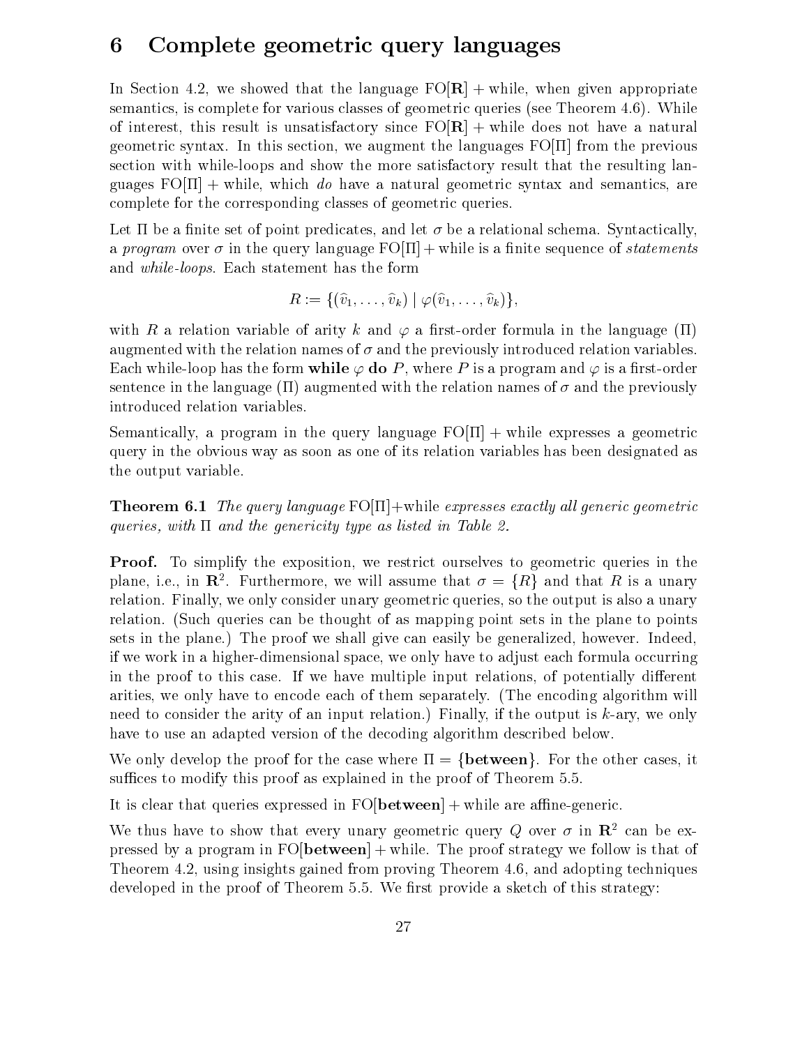# 6 Complete geometric query languages

In Section 4.2, we showed that the language FO[**R**] + while, when given appropriate semantics, is complete for various classes of geometric queries (see Theorem 4.6). While of interest, this result is unsatisfactory since FO[**R**] + while does not have a natural geometric syntax. In this section, we augment the languages FO[Π] from the previous section with while-loops and show the more satisfactory result that the resulting languages FO[Π] + while, which *do* have a natural geometric syntax and semantics, are complete for the corresponding classes of geometric queries.

Let Π be a finite set of point predicates, and let σ be a relational schema. Syntactically, a *program* over σ in the query language FO[Π] + while is a finite sequence of *statements* and *while-loops*. Each statement has the form

$$R := \{(\widehat{v}_1, \ldots, \widehat{v}_k) \mid \varphi(\widehat{v}_1, \ldots, \widehat{v}_k)\},$$

with $R$ a relation variable of arity $k$ and $\varphi$ a first-order formula in the language (Π) augmented with the relation names of σ and the previously introduced relation variables. Each while-loop has the form **while** $\varphi$ **do** $P$, where $P$ is a program and $\varphi$ is a first-order sentence in the language (Π) augmented with the relation names of σ and the previously introduced relation variables.

Semantically, a program in the query language FO[Π] + while expresses a geometric query in the obvious way as soon as one of its relation variables has been designated as the output variable.

**Theorem 6.1** *The query language* FO[Π]+while *expresses exactly all generic geometric queries, with* Π *and the genericity type as listed in Table 2.*

**Proof.** To simplify the exposition, we restrict ourselves to geometric queries in the plane, i.e., in $\mathbf{R}^2$. Furthermore, we will assume that $\sigma = \{R\}$ and that $R$ is a unary relation. Finally, we only consider unary geometric queries, so the output is also a unary relation. (Such queries can be thought of as mapping point sets in the plane to points sets in the plane.) The proof we shall give can easily be generalized, however. Indeed, if we work in a higher-dimensional space, we only have to adjust each formula occurring in the proof to this case. If we have multiple input relations, of potentially different arities, we only have to encode each of them separately. (The encoding algorithm will need to consider the arity of an input relation.) Finally, if the output is $k$-ary, we only have to use an adapted version of the decoding algorithm described below.

We only develop the proof for the case where Π = {**between**}. For the other cases, it suffices to modify this proof as explained in the proof of Theorem 5.5.

It is clear that queries expressed in FO[**between**] + while are affine-generic.

We thus have to show that every unary geometric query $Q$ over σ in $\mathbf{R}^2$ can be expressed by a program in FO[**between**] + while. The proof strategy we follow is that of Theorem 4.2, using insights gained from proving Theorem 4.6, and adopting techniques developed in the proof of Theorem 5.5. We first provide a sketch of this strategy: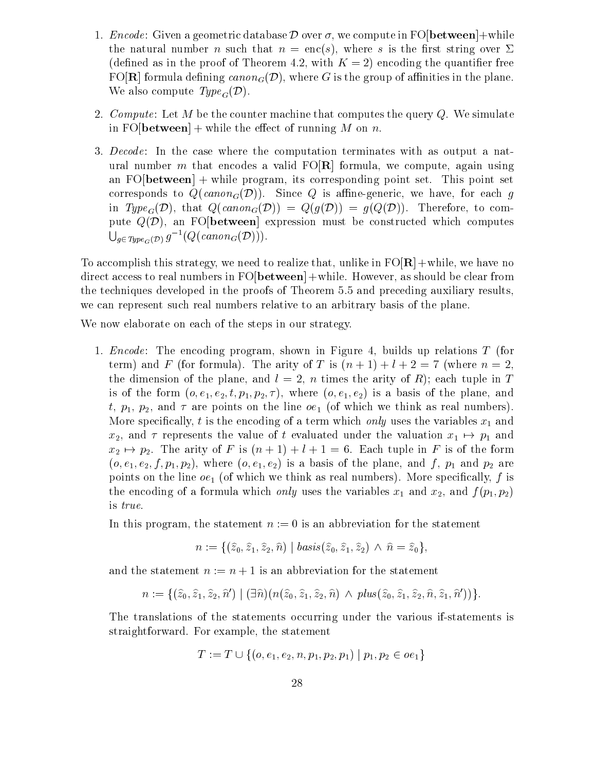1. *Encode*: Given a geometric database $\mathcal{D}$ over $\sigma$, we compute in FO[**between**]+while the natural number $n$ such that $n = \text{enc}(s)$, where $s$ is the first string over $\Sigma$ (defined as in the proof of Theorem 4.2, with $K = 2$) encoding the quantifier free FO[**R**] formula defining $canon_G(\mathcal{D})$, where $G$ is the group of affinities in the plane. We also compute $Type_G(\mathcal{D})$.

2. *Compute*: Let $M$ be the counter machine that computes the query $Q$. We simulate in FO[**between**] + while the effect of running $M$ on $n$.

3. *Decode*: In the case where the computation terminates with as output a natural number $m$ that encodes a valid FO[**R**] formula, we compute, again using an FO[**between**] + while program, its corresponding point set. This point set corresponds to $Q(canon_G(\mathcal{D}))$. Since $Q$ is affine-generic, we have, for each $g$ in $Type_G(\mathcal{D})$, that $Q(canon_G(\mathcal{D})) = Q(g(\mathcal{D})) = g(Q(\mathcal{D}))$. Therefore, to compute $Q(\mathcal{D})$, an FO[**between**] expression must be constructed which computes $\bigcup_{g \in Type_G(\mathcal{D})} g^{-1}(Q(canon_G(\mathcal{D})))$.

To accomplish this strategy, we need to realize that, unlike in FO[**R**]+while, we have no direct access to real numbers in FO[**between**]+while. However, as should be clear from the techniques developed in the proofs of Theorem 5.5 and preceding auxiliary results, we can represent such real numbers relative to an arbitrary basis of the plane.

We now elaborate on each of the steps in our strategy.

1. *Encode*: The encoding program, shown in Figure 4, builds up relations $T$ (for term) and $F$ (for formula). The arity of $T$ is $(n+1)+l+2 = 7$ (where $n = 2$, the dimension of the plane, and $l = 2$, $n$ times the arity of $R$); each tuple in $T$ is of the form $(o, e_1, e_2, t, p_1, p_2, \tau)$, where $(o, e_1, e_2)$ is a basis of the plane, and $t$, $p_1$, $p_2$, and $\tau$ are points on the line $oe_1$ (of which we think as real numbers). More specifically, $t$ is the encoding of a term which *only* uses the variables $x_1$ and $x_2$, and $\tau$ represents the value of $t$ evaluated under the valuation $x_1 \mapsto p_1$ and $x_2 \mapsto p_2$. The arity of $F$ is $(n+1)+l+1 = 6$. Each tuple in $F$ is of the form $(o, e_1, e_2, f, p_1, p_2)$, where $(o, e_1, e_2)$ is a basis of the plane, and $f$, $p_1$ and $p_2$ are points on the line $oe_1$ (of which we think as real numbers). More specifically, $f$ is the encoding of a formula which *only* uses the variables $x_1$ and $x_2$, and $f(p_1, p_2)$ is *true*.

   In this program, the statement $n := 0$ is an abbreviation for the statement

   $$n := \{(\hat{z}_0, \hat{z}_1, \hat{z}_2, \hat{n}) \mid basis(\hat{z}_0, \hat{z}_1, \hat{z}_2) \wedge \hat{n} = \hat{z}_0\},$$

   and the statement $n := n+1$ is an abbreviation for the statement

   $$n := \{(\hat{z}_0, \hat{z}_1, \hat{z}_2, \hat{n}') \mid (\exists \hat{n})(n(\hat{z}_0, \hat{z}_1, \hat{z}_2, \hat{n}) \wedge plus(\hat{z}_0, \hat{z}_1, \hat{z}_2, \hat{n}, \hat{z}_1, \hat{n}'))\}.$$

   The translations of the statements occurring under the various if-statements is straightforward. For example, the statement

   $$T := T \cup \{(o, e_1, e_2, n, p_1, p_2, p_1) \mid p_1, p_2 \in oe_1\}$$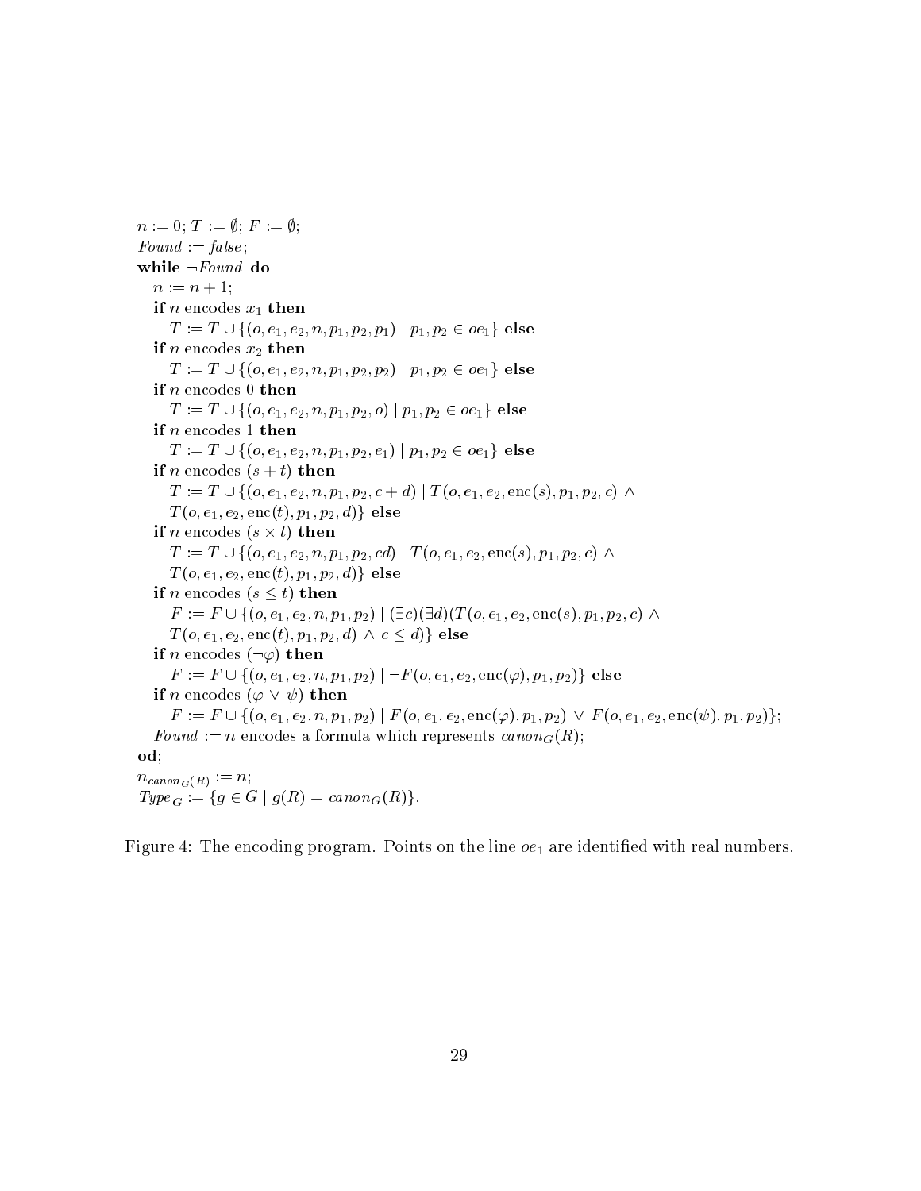$n := 0$; $T := \emptyset$; $F := \emptyset$;
*Found* $:=$ *false*;
**while** $\neg$*Found* **do**
  $n := n + 1$;
  **if** $n$ encodes $x_1$ **then**
    $T := T \cup \{(o, e_1, e_2, n, p_1, p_2, p_1) \mid p_1, p_2 \in oe_1\}$ **else**
  **if** $n$ encodes $x_2$ **then**
    $T := T \cup \{(o, e_1, e_2, n, p_1, p_2, p_2) \mid p_1, p_2 \in oe_1\}$ **else**
  **if** $n$ encodes $0$ **then**
    $T := T \cup \{(o, e_1, e_2, n, p_1, p_2, o) \mid p_1, p_2 \in oe_1\}$ **else**
  **if** $n$ encodes $1$ **then**
    $T := T \cup \{(o, e_1, e_2, n, p_1, p_2, e_1) \mid p_1, p_2 \in oe_1\}$ **else**
  **if** $n$ encodes $(s + t)$ **then**
    $T := T \cup \{(o, e_1, e_2, n, p_1, p_2, c + d) \mid T(o, e_1, e_2, \mathrm{enc}(s), p_1, p_2, c) \wedge$
    $T(o, e_1, e_2, \mathrm{enc}(t), p_1, p_2, d)\}$ **else**
  **if** $n$ encodes $(s \times t)$ **then**
    $T := T \cup \{(o, e_1, e_2, n, p_1, p_2, cd) \mid T(o, e_1, e_2, \mathrm{enc}(s), p_1, p_2, c) \wedge$
    $T(o, e_1, e_2, \mathrm{enc}(t), p_1, p_2, d)\}$ **else**
  **if** $n$ encodes $(s \leq t)$ **then**
    $F := F \cup \{(o, e_1, e_2, n, p_1, p_2) \mid (\exists c)(\exists d)(T(o, e_1, e_2, \mathrm{enc}(s), p_1, p_2, c) \wedge$
    $T(o, e_1, e_2, \mathrm{enc}(t), p_1, p_2, d) \wedge c \leq d)\}$ **else**
  **if** $n$ encodes $(\neg\varphi)$ **then**
    $F := F \cup \{(o, e_1, e_2, n, p_1, p_2) \mid \neg F(o, e_1, e_2, \mathrm{enc}(\varphi), p_1, p_2)\}$ **else**
  **if** $n$ encodes $(\varphi \vee \psi)$ **then**
    $F := F \cup \{(o, e_1, e_2, n, p_1, p_2) \mid F(o, e_1, e_2, \mathrm{enc}(\varphi), p_1, p_2) \vee F(o, e_1, e_2, \mathrm{enc}(\psi), p_1, p_2)\}$;
  *Found* $:= n$ encodes a formula which represents $canon_G(R)$;
**od**;
$n_{canon_G(R)} := n$;
$Type_G := \{g \in G \mid g(R) = canon_G(R)\}$.

Figure 4: The encoding program. Points on the line $oe_1$ are identified with real numbers.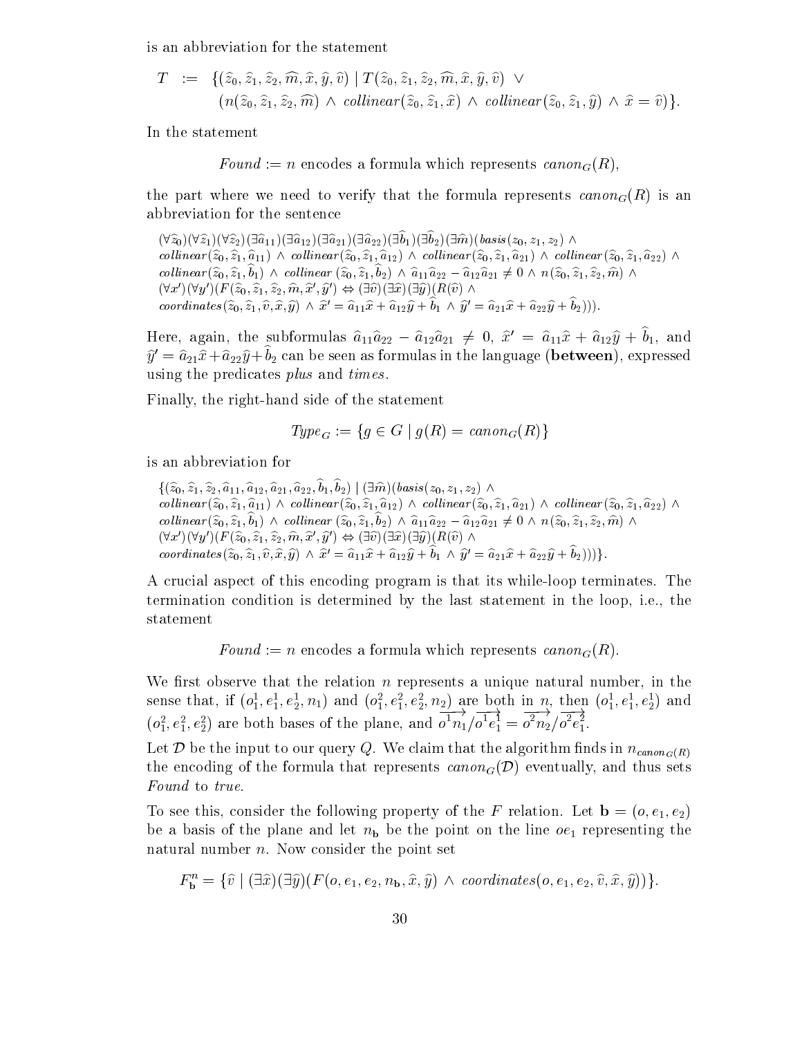is an abbreviation for the statement

$$
\begin{aligned}
T \ := \ & \{(\widehat{z}_0, \widehat{z}_1, \widehat{z}_2, \widehat{m}, \widehat{x}, \widehat{y}, \widehat{v}) \mid T(\widehat{z}_0, \widehat{z}_1, \widehat{z}_2, \widehat{m}, \widehat{x}, \widehat{y}, \widehat{v}) \ \vee \\
& (n(\widehat{z}_0, \widehat{z}_1, \widehat{z}_2, \widehat{m}) \ \wedge \ \mathit{collinear}(\widehat{z}_0, \widehat{z}_1, \widehat{x}) \ \wedge \ \mathit{collinear}(\widehat{z}_0, \widehat{z}_1, \widehat{y}) \ \wedge \ \widehat{x} = \widehat{v})\}.
\end{aligned}
$$

In the statement

$$\mathit{Found} := n \text{ encodes a formula which represents } \mathit{canon}_G(R),$$

the part where we need to verify that the formula represents $\mathit{canon}_G(R)$ is an abbreviation for the sentence

$$
\begin{aligned}
&(\forall \widehat{z}_0)(\forall \widehat{z}_1)(\forall \widehat{z}_2)(\exists \widehat{a}_{11})(\exists \widehat{a}_{12})(\exists \widehat{a}_{21})(\exists \widehat{a}_{22})(\exists \widehat{b}_1)(\exists \widehat{b}_2)(\exists \widehat{m})(\mathit{basis}(z_0, z_1, z_2) \ \wedge \\
&\mathit{collinear}(\widehat{z}_0, \widehat{z}_1, \widehat{a}_{11}) \ \wedge \ \mathit{collinear}(\widehat{z}_0, \widehat{z}_1, \widehat{a}_{12}) \ \wedge \ \mathit{collinear}(\widehat{z}_0, \widehat{z}_1, \widehat{a}_{21}) \ \wedge \ \mathit{collinear}(\widehat{z}_0, \widehat{z}_1, \widehat{a}_{22}) \ \wedge \\
&\mathit{collinear}(\widehat{z}_0, \widehat{z}_1, \widehat{b}_1) \ \wedge \ \mathit{collinear}\ (\widehat{z}_0, \widehat{z}_1, \widehat{b}_2) \ \wedge \ \widehat{a}_{11}\widehat{a}_{22} - \widehat{a}_{12}\widehat{a}_{21} \neq 0 \ \wedge \ n(\widehat{z}_0, \widehat{z}_1, \widehat{z}_2, \widehat{m}) \ \wedge \\
&(\forall x')(\forall y')(F(\widehat{z}_0, \widehat{z}_1, \widehat{z}_2, \widehat{m}, \widehat{x}', \widehat{y}') \Leftrightarrow (\exists \widehat{v})(\exists \widehat{x})(\exists \widehat{y})(R(\widehat{v}) \ \wedge \\
&\mathit{coordinates}(\widehat{z}_0, \widehat{z}_1, \widehat{v}, \widehat{x}, \widehat{y}) \ \wedge \ \widehat{x}' = \widehat{a}_{11}\widehat{x} + \widehat{a}_{12}\widehat{y} + \widehat{b}_1 \ \wedge \ \widehat{y}' = \widehat{a}_{21}\widehat{x} + \widehat{a}_{22}\widehat{y} + \widehat{b}_2))).
\end{aligned}
$$

Here, again, the subformulas $\widehat{a}_{11}\widehat{a}_{22} - \widehat{a}_{12}\widehat{a}_{21} \neq 0$, $\widehat{x}' = \widehat{a}_{11}\widehat{x} + \widehat{a}_{12}\widehat{y} + \widehat{b}_1$, and $\widehat{y}' = \widehat{a}_{21}\widehat{x} + \widehat{a}_{22}\widehat{y} + \widehat{b}_2$ can be seen as formulas in the language (**between**), expressed using the predicates *plus* and *times*.

Finally, the right-hand side of the statement

$$\mathit{Type}_G := \{g \in G \mid g(R) = \mathit{canon}_G(R)\}$$

is an abbreviation for

$$
\begin{aligned}
&\{(\widehat{z}_0, \widehat{z}_1, \widehat{z}_2, \widehat{a}_{11}, \widehat{a}_{12}, \widehat{a}_{21}, \widehat{a}_{22}, \widehat{b}_1, \widehat{b}_2) \mid (\exists \widehat{m})(\mathit{basis}(z_0, z_1, z_2) \ \wedge \\
&\mathit{collinear}(\widehat{z}_0, \widehat{z}_1, \widehat{a}_{11}) \ \wedge \ \mathit{collinear}(\widehat{z}_0, \widehat{z}_1, \widehat{a}_{12}) \ \wedge \ \mathit{collinear}(\widehat{z}_0, \widehat{z}_1, \widehat{a}_{21}) \ \wedge \ \mathit{collinear}(\widehat{z}_0, \widehat{z}_1, \widehat{a}_{22}) \ \wedge \\
&\mathit{collinear}(\widehat{z}_0, \widehat{z}_1, \widehat{b}_1) \ \wedge \ \mathit{collinear}\ (\widehat{z}_0, \widehat{z}_1, \widehat{b}_2) \ \wedge \ \widehat{a}_{11}\widehat{a}_{22} - \widehat{a}_{12}\widehat{a}_{21} \neq 0 \ \wedge \ n(\widehat{z}_0, \widehat{z}_1, \widehat{z}_2, \widehat{m}) \ \wedge \\
&(\forall x')(\forall y')(F(\widehat{z}_0, \widehat{z}_1, \widehat{z}_2, \widehat{m}, \widehat{x}', \widehat{y}') \Leftrightarrow (\exists \widehat{v})(\exists \widehat{x})(\exists \widehat{y})(R(\widehat{v}) \ \wedge \\
&\mathit{coordinates}(\widehat{z}_0, \widehat{z}_1, \widehat{v}, \widehat{x}, \widehat{y}) \ \wedge \ \widehat{x}' = \widehat{a}_{11}\widehat{x} + \widehat{a}_{12}\widehat{y} + \widehat{b}_1 \ \wedge \ \widehat{y}' = \widehat{a}_{21}\widehat{x} + \widehat{a}_{22}\widehat{y} + \widehat{b}_2)))\}.
\end{aligned}
$$

A crucial aspect of this encoding program is that its while-loop terminates. The termination condition is determined by the last statement in the loop, i.e., the statement

$$\mathit{Found} := n \text{ encodes a formula which represents } \mathit{canon}_G(R).$$

We first observe that the relation $n$ represents a unique natural number, in the sense that, if $(o_1^1, e_1^1, e_2^1, n_1)$ and $(o_1^2, e_1^2, e_2^2, n_2)$ are both in $n$, then $(o_1^1, e_1^1, e_2^1)$ and $(o_1^2, e_1^2, e_2^2)$ are both bases of the plane, and $\overrightarrow{o^1n_1}/\overrightarrow{o^1e_1^1} = \overrightarrow{o^2n_2}/\overrightarrow{o^2e_1^2}$.

Let $\mathcal{D}$ be the input to our query $Q$. We claim that the algorithm finds in $n_{\mathit{canon}_G(R)}$ the encoding of the formula that represents $\mathit{canon}_G(\mathcal{D})$ eventually, and thus sets *Found* to *true*.

To see this, consider the following property of the $F$ relation. Let $\mathbf{b} = (o, e_1, e_2)$ be a basis of the plane and let $n_{\mathbf{b}}$ be the point on the line $oe_1$ representing the natural number $n$. Now consider the point set

$$F_{\mathbf{b}}^n = \{\widehat{v} \mid (\exists \widehat{x})(\exists \widehat{y})(F(o, e_1, e_2, n_{\mathbf{b}}, \widehat{x}, \widehat{y}) \ \wedge \ \mathit{coordinates}(o, e_1, e_2, \widehat{v}, \widehat{x}, \widehat{y}))\}.$$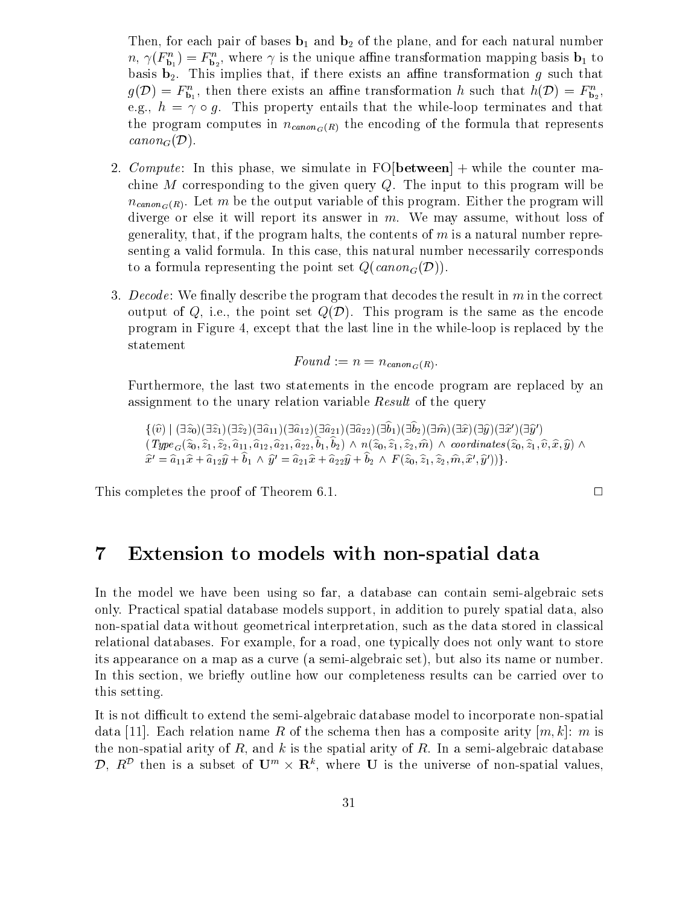Then, for each pair of bases $\mathbf{b}_1$ and $\mathbf{b}_2$ of the plane, and for each natural number $n$, $\gamma(F^n_{\mathbf{b}_1}) = F^n_{\mathbf{b}_2}$, where $\gamma$ is the unique affine transformation mapping basis $\mathbf{b}_1$ to basis $\mathbf{b}_2$. This implies that, if there exists an affine transformation $g$ such that $g(\mathcal{D}) = F^n_{\mathbf{b}_1}$, then there exists an affine transformation $h$ such that $h(\mathcal{D}) = F^n_{\mathbf{b}_2}$, e.g., $h = \gamma \circ g$. This property entails that the while-loop terminates and that the program computes in $n_{canon_G(R)}$ the encoding of the formula that represents $canon_G(\mathcal{D})$.

2. *Compute*: In this phase, we simulate in FO[**between**] + while the counter machine $M$ corresponding to the given query $Q$. The input to this program will be $n_{canon_G(R)}$. Let $m$ be the output variable of this program. Either the program will diverge or else it will report its answer in $m$. We may assume, without loss of generality, that, if the program halts, the contents of $m$ is a natural number representing a valid formula. In this case, this natural number necessarily corresponds to a formula representing the point set $Q(canon_G(\mathcal{D}))$.

3. *Decode*: We finally describe the program that decodes the result in $m$ in the correct output of $Q$, i.e., the point set $Q(\mathcal{D})$. This program is the same as the encode program in Figure 4, except that the last line in the while-loop is replaced by the statement

$$Found := n = n_{canon_G(R)}.$$

Furthermore, the last two statements in the encode program are replaced by an assignment to the unary relation variable *Result* of the query

$$\{(\widehat{v}) \mid (\exists\widehat{z}_0)(\exists\widehat{z}_1)(\exists\widehat{z}_2)(\exists\widehat{a}_{11})(\exists\widehat{a}_{12})(\exists\widehat{a}_{21})(\exists\widehat{a}_{22})(\exists\widehat{b}_1)(\exists\widehat{b}_2)(\exists\widehat{m})(\exists\widehat{x})(\exists\widehat{y})(\exists\widehat{x}')(\exists\widehat{y}')$$
$$(\mathit{Type}_G(\widehat{z}_0,\widehat{z}_1,\widehat{z}_2,\widehat{a}_{11},\widehat{a}_{12},\widehat{a}_{21},\widehat{a}_{22},\widehat{b}_1,\widehat{b}_2) \wedge n(\widehat{z}_0,\widehat{z}_1,\widehat{z}_2,\widehat{m}) \wedge \mathit{coordinates}(\widehat{z}_0,\widehat{z}_1,\widehat{v},\widehat{x},\widehat{y}) \wedge$$
$$\widehat{x}' = \widehat{a}_{11}\widehat{x} + \widehat{a}_{12}\widehat{y} + \widehat{b}_1 \wedge \widehat{y}' = \widehat{a}_{21}\widehat{x} + \widehat{a}_{22}\widehat{y} + \widehat{b}_2 \wedge F(\widehat{z}_0,\widehat{z}_1,\widehat{z}_2,\widehat{m},\widehat{x}',\widehat{y}'))\}.$$

This completes the proof of Theorem 6.1. □

# 7 Extension to models with non-spatial data

In the model we have been using so far, a database can contain semi-algebraic sets only. Practical spatial database models support, in addition to purely spatial data, also non-spatial data without geometrical interpretation, such as the data stored in classical relational databases. For example, for a road, one typically does not only want to store its appearance on a map as a curve (a semi-algebraic set), but also its name or number. In this section, we briefly outline how our completeness results can be carried over to this setting.

It is not difficult to extend the semi-algebraic database model to incorporate non-spatial data [11]. Each relation name $R$ of the schema then has a composite arity $[m, k]$: $m$ is the non-spatial arity of $R$, and $k$ is the spatial arity of $R$. In a semi-algebraic database $\mathcal{D}$, $R^{\mathcal{D}}$ then is a subset of $\mathbf{U}^m \times \mathbf{R}^k$, where $\mathbf{U}$ is the universe of non-spatial values,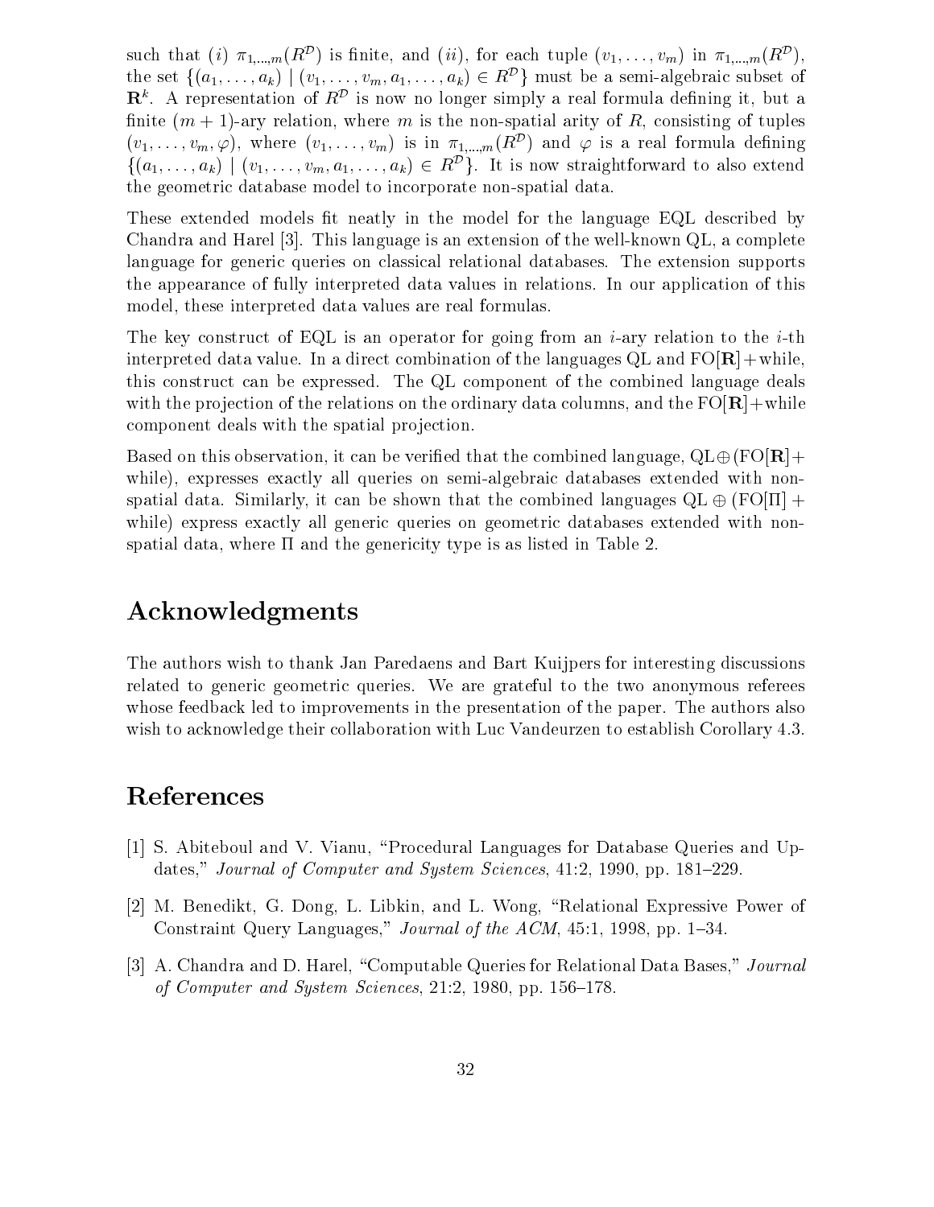such that $(i)$ $\pi_{1,\ldots,m}(R^{\mathcal{D}})$ is finite, and $(ii)$, for each tuple $(v_1, \ldots, v_m)$ in $\pi_{1,\ldots,m}(R^{\mathcal{D}})$, the set $\{(a_1, \ldots, a_k) \mid (v_1, \ldots, v_m, a_1, \ldots, a_k) \in R^{\mathcal{D}}\}$ must be a semi-algebraic subset of $\mathbf{R}^k$. A representation of $R^{\mathcal{D}}$ is now no longer simply a real formula defining it, but a finite $(m+1)$-ary relation, where $m$ is the non-spatial arity of $R$, consisting of tuples $(v_1, \ldots, v_m, \varphi)$, where $(v_1, \ldots, v_m)$ is in $\pi_{1,\ldots,m}(R^{\mathcal{D}})$ and $\varphi$ is a real formula defining $\{(a_1, \ldots, a_k) \mid (v_1, \ldots, v_m, a_1, \ldots, a_k) \in R^{\mathcal{D}}\}$. It is now straightforward to also extend the geometric database model to incorporate non-spatial data.

These extended models fit neatly in the model for the language EQL described by Chandra and Harel [3]. This language is an extension of the well-known QL, a complete language for generic queries on classical relational databases. The extension supports the appearance of fully interpreted data values in relations. In our application of this model, these interpreted data values are real formulas.

The key construct of EQL is an operator for going from an $i$-ary relation to the $i$-th interpreted data value. In a direct combination of the languages QL and FO[$\mathbf{R}$]+while, this construct can be expressed. The QL component of the combined language deals with the projection of the relations on the ordinary data columns, and the FO[$\mathbf{R}$]+while component deals with the spatial projection.

Based on this observation, it can be verified that the combined language, QL$\oplus$(FO[$\mathbf{R}$]+ while), expresses exactly all queries on semi-algebraic databases extended with non-spatial data. Similarly, it can be shown that the combined languages QL $\oplus$ (FO[$\Pi$] + while) express exactly all generic queries on geometric databases extended with non-spatial data, where $\Pi$ and the genericity type is as listed in Table 2.

## Acknowledgments

The authors wish to thank Jan Paredaens and Bart Kuijpers for interesting discussions related to generic geometric queries. We are grateful to the two anonymous referees whose feedback led to improvements in the presentation of the paper. The authors also wish to acknowledge their collaboration with Luc Vandeurzen to establish Corollary 4.3.

## References

[1] S. Abiteboul and V. Vianu, "Procedural Languages for Database Queries and Updates," *Journal of Computer and System Sciences*, 41:2, 1990, pp. 181–229.

[2] M. Benedikt, G. Dong, L. Libkin, and L. Wong, "Relational Expressive Power of Constraint Query Languages," *Journal of the ACM*, 45:1, 1998, pp. 1–34.

[3] A. Chandra and D. Harel, "Computable Queries for Relational Data Bases," *Journal of Computer and System Sciences*, 21:2, 1980, pp. 156–178.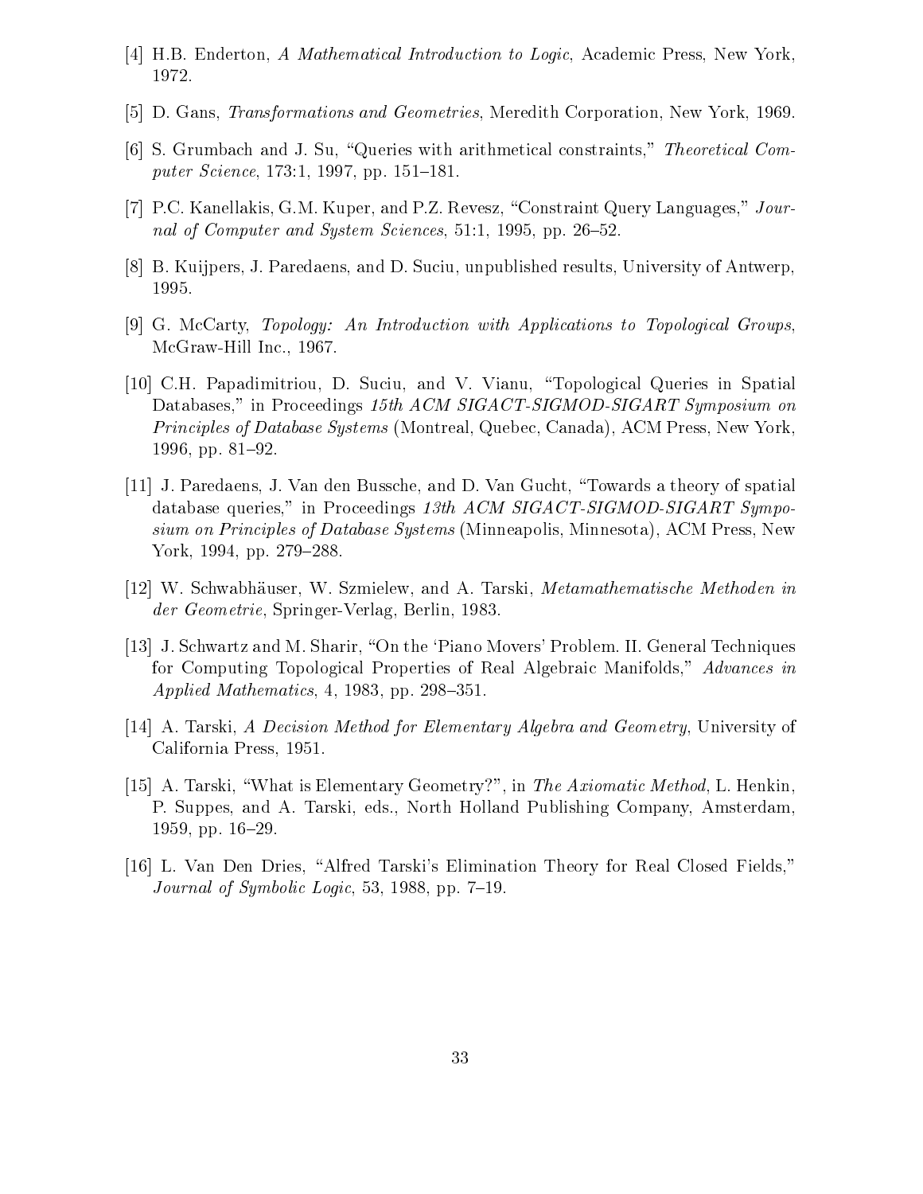[4] H.B. Enderton, *A Mathematical Introduction to Logic*, Academic Press, New York, 1972.

[5] D. Gans, *Transformations and Geometries*, Meredith Corporation, New York, 1969.

[6] S. Grumbach and J. Su, "Queries with arithmetical constraints," *Theoretical Computer Science*, 173:1, 1997, pp. 151–181.

[7] P.C. Kanellakis, G.M. Kuper, and P.Z. Revesz, "Constraint Query Languages," *Journal of Computer and System Sciences*, 51:1, 1995, pp. 26–52.

[8] B. Kuijpers, J. Paredaens, and D. Suciu, unpublished results, University of Antwerp, 1995.

[9] G. McCarty, *Topology: An Introduction with Applications to Topological Groups*, McGraw-Hill Inc., 1967.

[10] C.H. Papadimitriou, D. Suciu, and V. Vianu, "Topological Queries in Spatial Databases," in Proceedings *15th ACM SIGACT-SIGMOD-SIGART Symposium on Principles of Database Systems* (Montreal, Quebec, Canada), ACM Press, New York, 1996, pp. 81–92.

[11] J. Paredaens, J. Van den Bussche, and D. Van Gucht, "Towards a theory of spatial database queries," in Proceedings *13th ACM SIGACT-SIGMOD-SIGART Symposium on Principles of Database Systems* (Minneapolis, Minnesota), ACM Press, New York, 1994, pp. 279–288.

[12] W. Schwabhäuser, W. Szmielew, and A. Tarski, *Metamathematische Methoden in der Geometrie*, Springer-Verlag, Berlin, 1983.

[13] J. Schwartz and M. Sharir, "On the 'Piano Movers' Problem. II. General Techniques for Computing Topological Properties of Real Algebraic Manifolds," *Advances in Applied Mathematics*, 4, 1983, pp. 298–351.

[14] A. Tarski, *A Decision Method for Elementary Algebra and Geometry*, University of California Press, 1951.

[15] A. Tarski, "What is Elementary Geometry?", in *The Axiomatic Method*, L. Henkin, P. Suppes, and A. Tarski, eds., North Holland Publishing Company, Amsterdam, 1959, pp. 16–29.

[16] L. Van Den Dries, "Alfred Tarski's Elimination Theory for Real Closed Fields," *Journal of Symbolic Logic*, 53, 1988, pp. 7–19.